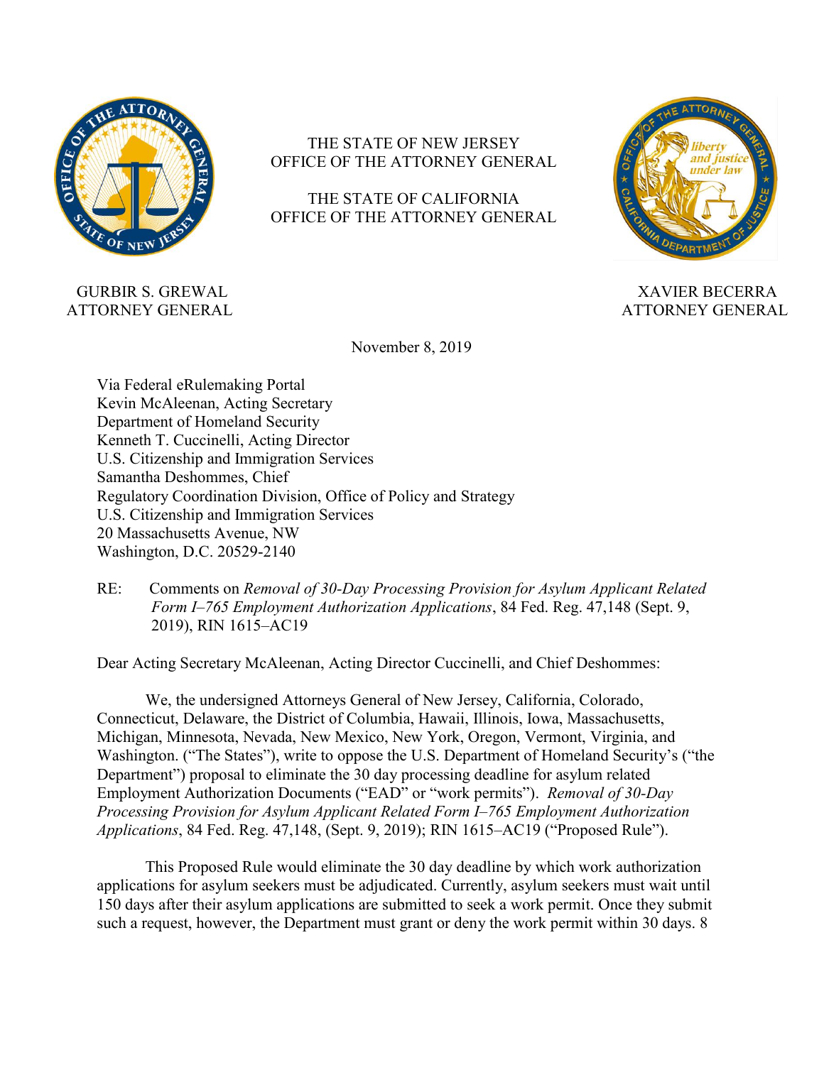THE STATE OF NEW JERSEY
OFFICE OF THE ATTORNEY GENERAL

THE STATE OF CALIFORNIA
OFFICE OF THE ATTORNEY GENERAL

GURBIR S. GREWAL
ATTORNEY GENERAL

XAVIER BECERRA
ATTORNEY GENERAL

November 8, 2019

Via Federal eRulemaking Portal
Kevin McAleenan, Acting Secretary
Department of Homeland Security
Kenneth T. Cuccinelli, Acting Director
U.S. Citizenship and Immigration Services
Samantha Deshommes, Chief
Regulatory Coordination Division, Office of Policy and Strategy
U.S. Citizenship and Immigration Services
20 Massachusetts Avenue, NW
Washington, D.C. 20529-2140

RE: Comments on *Removal of 30-Day Processing Provision for Asylum Applicant Related Form I–765 Employment Authorization Applications*, 84 Fed. Reg. 47,148 (Sept. 9, 2019), RIN 1615–AC19

Dear Acting Secretary McAleenan, Acting Director Cuccinelli, and Chief Deshommes:

We, the undersigned Attorneys General of New Jersey, California, Colorado, Connecticut, Delaware, the District of Columbia, Hawaii, Illinois, Iowa, Massachusetts, Michigan, Minnesota, Nevada, New Mexico, New York, Oregon, Vermont, Virginia, and Washington. ("The States"), write to oppose the U.S. Department of Homeland Security's ("the Department") proposal to eliminate the 30 day processing deadline for asylum related Employment Authorization Documents ("EAD" or "work permits"). *Removal of 30-Day Processing Provision for Asylum Applicant Related Form I–765 Employment Authorization Applications*, 84 Fed. Reg. 47,148, (Sept. 9, 2019); RIN 1615–AC19 ("Proposed Rule").

This Proposed Rule would eliminate the 30 day deadline by which work authorization applications for asylum seekers must be adjudicated. Currently, asylum seekers must wait until 150 days after their asylum applications are submitted to seek a work permit. Once they submit such a request, however, the Department must grant or deny the work permit within 30 days. 8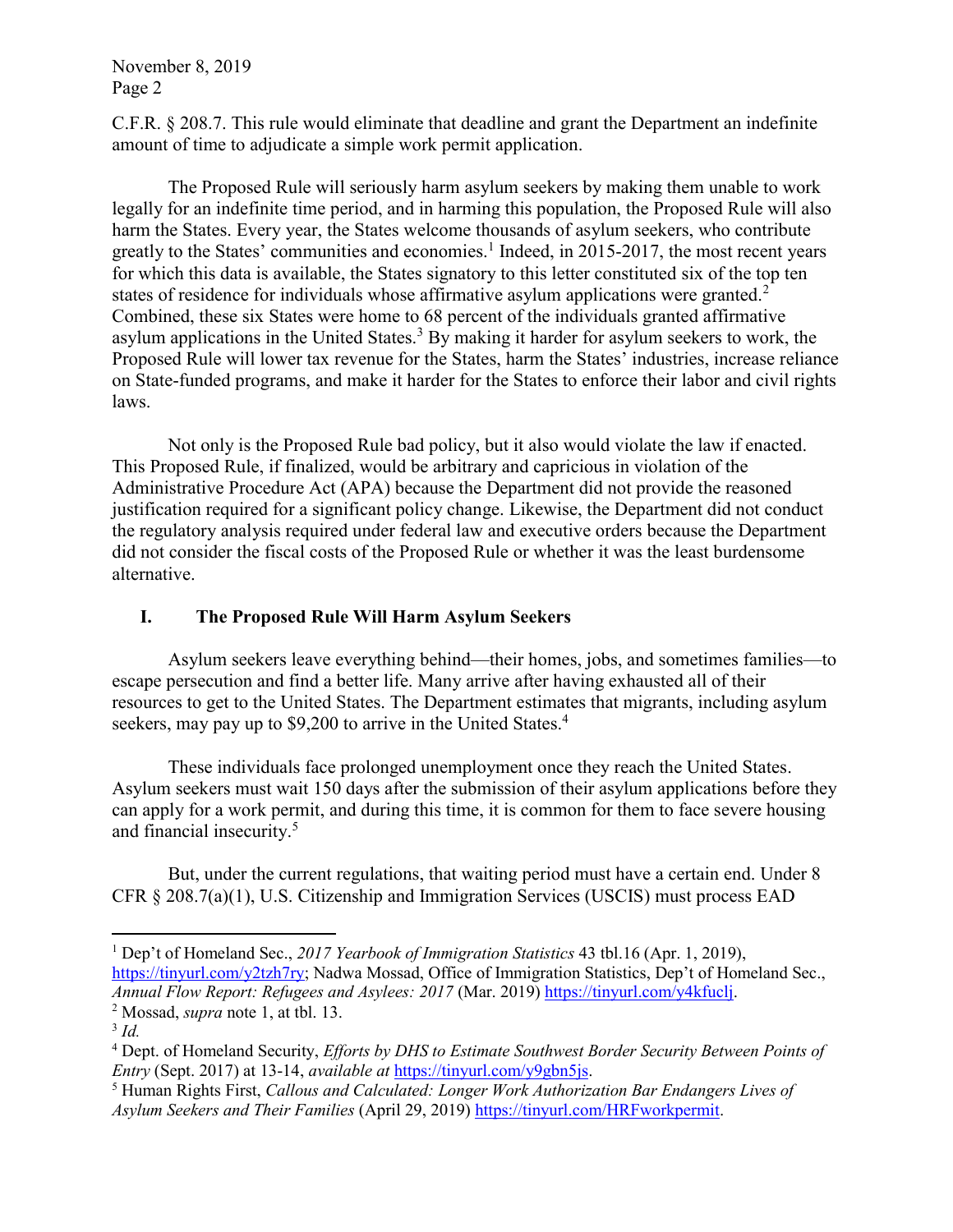C.F.R. § 208.7. This rule would eliminate that deadline and grant the Department an indefinite amount of time to adjudicate a simple work permit application.

The Proposed Rule will seriously harm asylum seekers by making them unable to work legally for an indefinite time period, and in harming this population, the Proposed Rule will also harm the States. Every year, the States welcome thousands of asylum seekers, who contribute greatly to the States' communities and economies.[1] Indeed, in 2015-2017, the most recent years for which this data is available, the States signatory to this letter constituted six of the top ten states of residence for individuals whose affirmative asylum applications were granted.[2] Combined, these six States were home to 68 percent of the individuals granted affirmative asylum applications in the United States.[3] By making it harder for asylum seekers to work, the Proposed Rule will lower tax revenue for the States, harm the States' industries, increase reliance on State-funded programs, and make it harder for the States to enforce their labor and civil rights laws.

Not only is the Proposed Rule bad policy, but it also would violate the law if enacted. This Proposed Rule, if finalized, would be arbitrary and capricious in violation of the Administrative Procedure Act (APA) because the Department did not provide the reasoned justification required for a significant policy change. Likewise, the Department did not conduct the regulatory analysis required under federal law and executive orders because the Department did not consider the fiscal costs of the Proposed Rule or whether it was the least burdensome alternative.

## I. The Proposed Rule Will Harm Asylum Seekers

Asylum seekers leave everything behind—their homes, jobs, and sometimes families—to escape persecution and find a better life. Many arrive after having exhausted all of their resources to get to the United States. The Department estimates that migrants, including asylum seekers, may pay up to $9,200 to arrive in the United States.[4]

These individuals face prolonged unemployment once they reach the United States. Asylum seekers must wait 150 days after the submission of their asylum applications before they can apply for a work permit, and during this time, it is common for them to face severe housing and financial insecurity.[5]

But, under the current regulations, that waiting period must have a certain end. Under 8 CFR § 208.7(a)(1), U.S. Citizenship and Immigration Services (USCIS) must process EAD

---

[1] Dep't of Homeland Sec., *2017 Yearbook of Immigration Statistics* 43 tbl.16 (Apr. 1, 2019), https://tinyurl.com/y2tzh7ry; Nadwa Mossad, Office of Immigration Statistics, Dep't of Homeland Sec., *Annual Flow Report: Refugees and Asylees: 2017* (Mar. 2019) https://tinyurl.com/y4kfuclj.

[2] Mossad, *supra* note 1, at tbl. 13.

[3] *Id.*

[4] Dept. of Homeland Security, *Efforts by DHS to Estimate Southwest Border Security Between Points of Entry* (Sept. 2017) at 13-14, *available at* https://tinyurl.com/y9gbn5js.

[5] Human Rights First, *Callous and Calculated: Longer Work Authorization Bar Endangers Lives of Asylum Seekers and Their Families* (April 29, 2019) https://tinyurl.com/HRFworkpermit.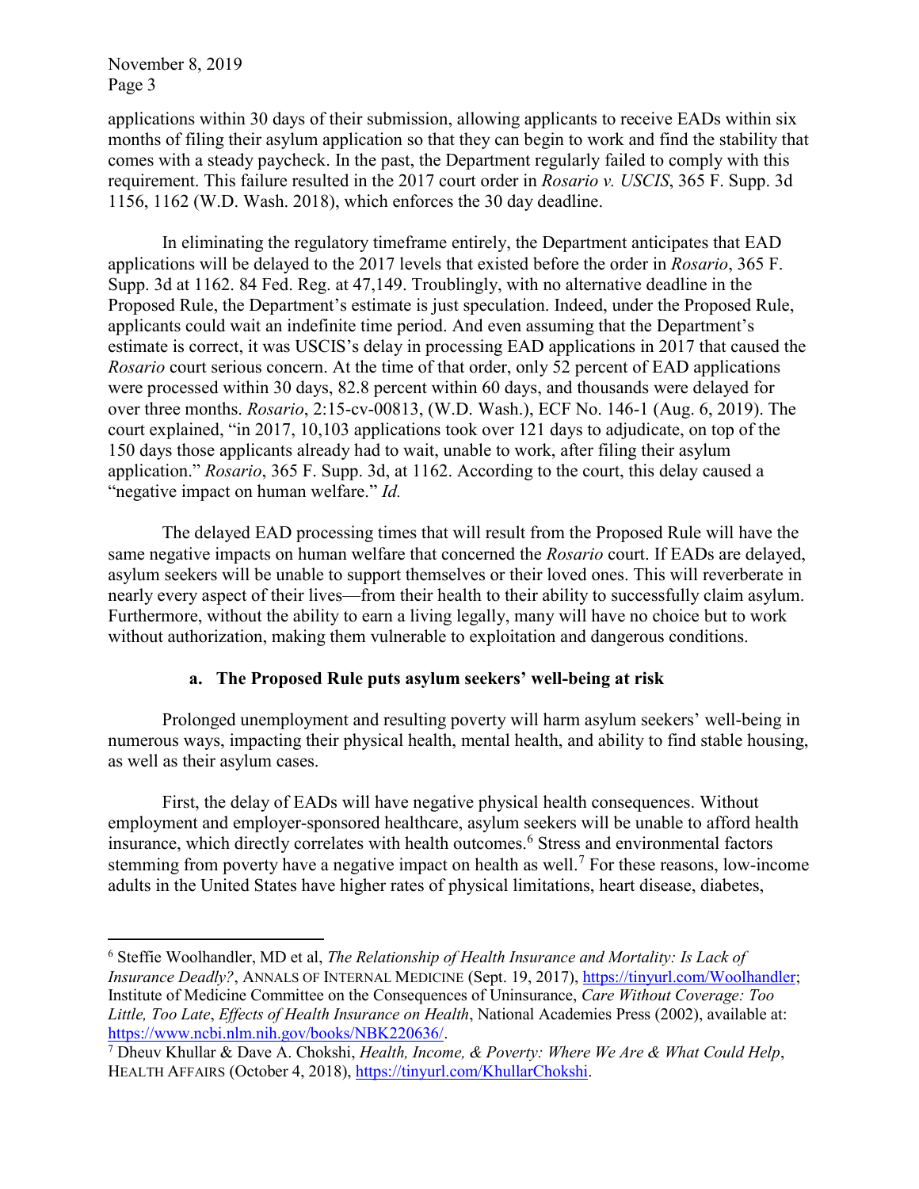applications within 30 days of their submission, allowing applicants to receive EADs within six months of filing their asylum application so that they can begin to work and find the stability that comes with a steady paycheck. In the past, the Department regularly failed to comply with this requirement. This failure resulted in the 2017 court order in *Rosario v. USCIS*, 365 F. Supp. 3d 1156, 1162 (W.D. Wash. 2018), which enforces the 30 day deadline.

In eliminating the regulatory timeframe entirely, the Department anticipates that EAD applications will be delayed to the 2017 levels that existed before the order in *Rosario*, 365 F. Supp. 3d at 1162. 84 Fed. Reg. at 47,149. Troublingly, with no alternative deadline in the Proposed Rule, the Department's estimate is just speculation. Indeed, under the Proposed Rule, applicants could wait an indefinite time period. And even assuming that the Department's estimate is correct, it was USCIS's delay in processing EAD applications in 2017 that caused the *Rosario* court serious concern. At the time of that order, only 52 percent of EAD applications were processed within 30 days, 82.8 percent within 60 days, and thousands were delayed for over three months. *Rosario*, 2:15-cv-00813, (W.D. Wash.), ECF No. 146-1 (Aug. 6, 2019). The court explained, "in 2017, 10,103 applications took over 121 days to adjudicate, on top of the 150 days those applicants already had to wait, unable to work, after filing their asylum application." *Rosario*, 365 F. Supp. 3d, at 1162. According to the court, this delay caused a "negative impact on human welfare." *Id.*

The delayed EAD processing times that will result from the Proposed Rule will have the same negative impacts on human welfare that concerned the *Rosario* court. If EADs are delayed, asylum seekers will be unable to support themselves or their loved ones. This will reverberate in nearly every aspect of their lives—from their health to their ability to successfully claim asylum. Furthermore, without the ability to earn a living legally, many will have no choice but to work without authorization, making them vulnerable to exploitation and dangerous conditions.

#### a. The Proposed Rule puts asylum seekers' well-being at risk

Prolonged unemployment and resulting poverty will harm asylum seekers' well-being in numerous ways, impacting their physical health, mental health, and ability to find stable housing, as well as their asylum cases.

First, the delay of EADs will have negative physical health consequences. Without employment and employer-sponsored healthcare, asylum seekers will be unable to afford health insurance, which directly correlates with health outcomes.[6] Stress and environmental factors stemming from poverty have a negative impact on health as well.[7] For these reasons, low-income adults in the United States have higher rates of physical limitations, heart disease, diabetes,

---

[6] Steffie Woolhandler, MD et al, *The Relationship of Health Insurance and Mortality: Is Lack of Insurance Deadly?*, ANNALS OF INTERNAL MEDICINE (Sept. 19, 2017), https://tinyurl.com/Woolhandler; Institute of Medicine Committee on the Consequences of Uninsurance, *Care Without Coverage: Too Little, Too Late*, *Effects of Health Insurance on Health*, National Academies Press (2002), available at: https://www.ncbi.nlm.nih.gov/books/NBK220636/.

[7] Dheuv Khullar & Dave A. Chokshi, *Health, Income, & Poverty: Where We Are & What Could Help*, HEALTH AFFAIRS (October 4, 2018), https://tinyurl.com/KhullarChokshi.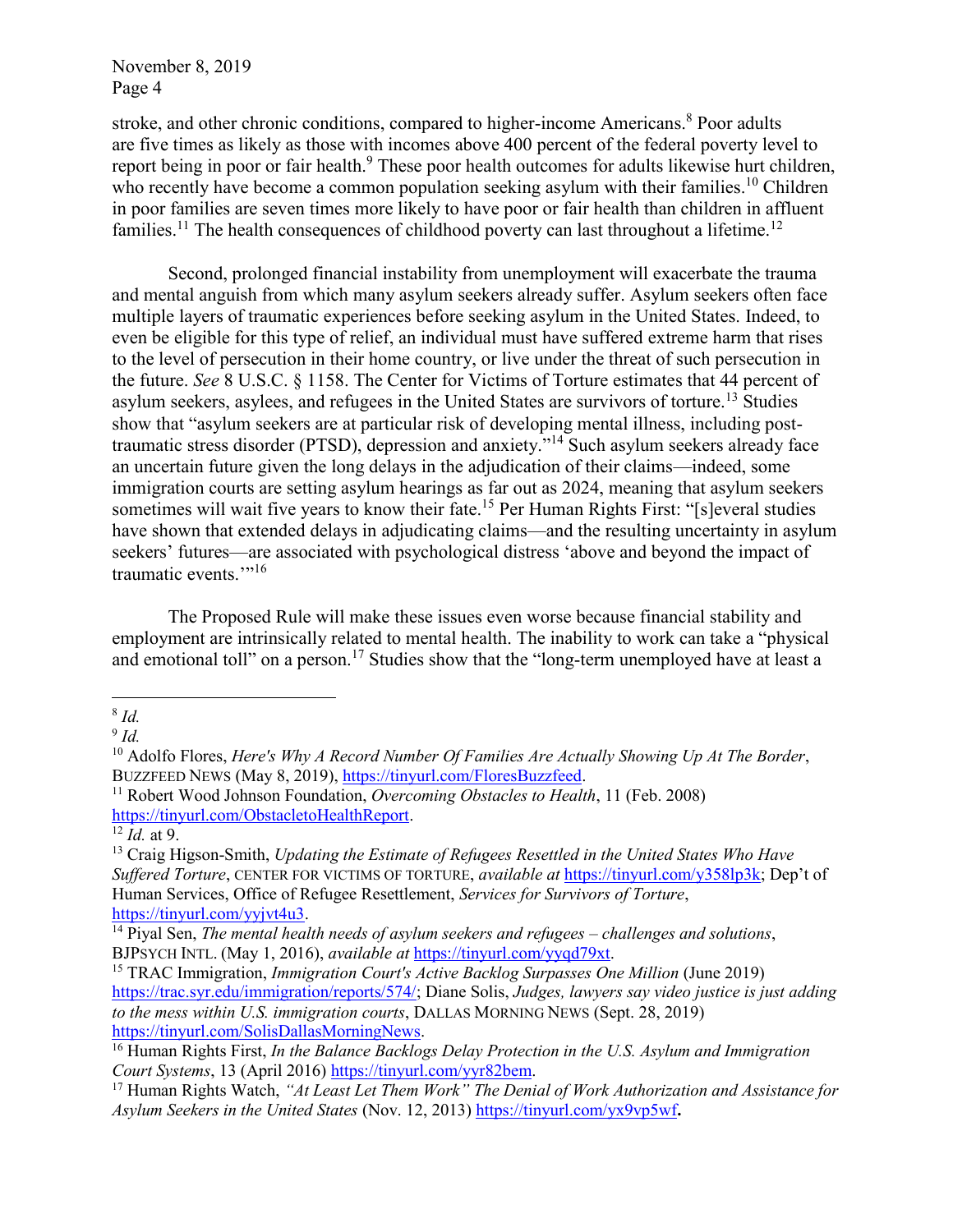stroke, and other chronic conditions, compared to higher-income Americans.[8] Poor adults are five times as likely as those with incomes above 400 percent of the federal poverty level to report being in poor or fair health.[9] These poor health outcomes for adults likewise hurt children, who recently have become a common population seeking asylum with their families.[10] Children in poor families are seven times more likely to have poor or fair health than children in affluent families.[11] The health consequences of childhood poverty can last throughout a lifetime.[12]

Second, prolonged financial instability from unemployment will exacerbate the trauma and mental anguish from which many asylum seekers already suffer. Asylum seekers often face multiple layers of traumatic experiences before seeking asylum in the United States. Indeed, to even be eligible for this type of relief, an individual must have suffered extreme harm that rises to the level of persecution in their home country, or live under the threat of such persecution in the future. *See* 8 U.S.C. § 1158. The Center for Victims of Torture estimates that 44 percent of asylum seekers, asylees, and refugees in the United States are survivors of torture.[13] Studies show that "asylum seekers are at particular risk of developing mental illness, including post-traumatic stress disorder (PTSD), depression and anxiety."[14] Such asylum seekers already face an uncertain future given the long delays in the adjudication of their claims—indeed, some immigration courts are setting asylum hearings as far out as 2024, meaning that asylum seekers sometimes will wait five years to know their fate.[15] Per Human Rights First: "[s]everal studies have shown that extended delays in adjudicating claims—and the resulting uncertainty in asylum seekers' futures—are associated with psychological distress 'above and beyond the impact of traumatic events.'"[16]

The Proposed Rule will make these issues even worse because financial stability and employment are intrinsically related to mental health. The inability to work can take a "physical and emotional toll" on a person.[17] Studies show that the "long-term unemployed have at least a

---

[8] *Id.*

[9] *Id.*

[10] Adolfo Flores, *Here's Why A Record Number Of Families Are Actually Showing Up At The Border*, BUZZFEED NEWS (May 8, 2019), https://tinyurl.com/FloresBuzzfeed.

[11] Robert Wood Johnson Foundation, *Overcoming Obstacles to Health*, 11 (Feb. 2008) https://tinyurl.com/ObstacletoHealthReport.

[12] *Id.* at 9.

[13] Craig Higson-Smith, *Updating the Estimate of Refugees Resettled in the United States Who Have Suffered Torture*, CENTER FOR VICTIMS OF TORTURE, *available at* https://tinyurl.com/y358lp3k; Dep't of Human Services, Office of Refugee Resettlement, *Services for Survivors of Torture*, https://tinyurl.com/yyjvt4u3.

[14] Piyal Sen, *The mental health needs of asylum seekers and refugees – challenges and solutions*, BJPSYCH INTL. (May 1, 2016), *available at* https://tinyurl.com/yyqd79xt.

[15] TRAC Immigration, *Immigration Court's Active Backlog Surpasses One Million* (June 2019) https://trac.syr.edu/immigration/reports/574/; Diane Solis, *Judges, lawyers say video justice is just adding to the mess within U.S. immigration courts*, DALLAS MORNING NEWS (Sept. 28, 2019) https://tinyurl.com/SolisDallasMorningNews.

[16] Human Rights First, *In the Balance Backlogs Delay Protection in the U.S. Asylum and Immigration Court Systems*, 13 (April 2016) https://tinyurl.com/yyr82bem.

[17] Human Rights Watch, *"At Least Let Them Work" The Denial of Work Authorization and Assistance for Asylum Seekers in the United States* (Nov. 12, 2013) https://tinyurl.com/yx9vp5wf.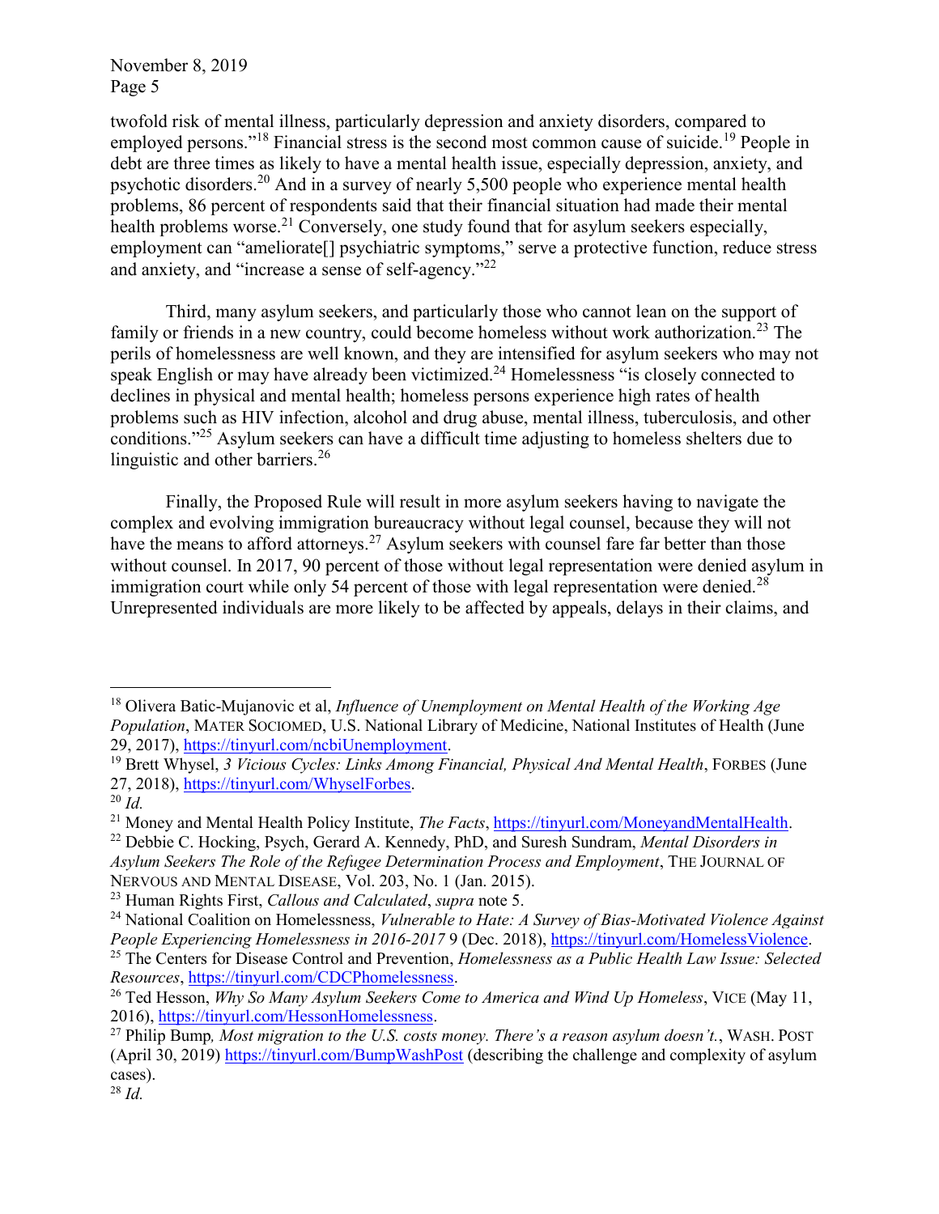twofold risk of mental illness, particularly depression and anxiety disorders, compared to employed persons."[18] Financial stress is the second most common cause of suicide.[19] People in debt are three times as likely to have a mental health issue, especially depression, anxiety, and psychotic disorders.[20] And in a survey of nearly 5,500 people who experience mental health problems, 86 percent of respondents said that their financial situation had made their mental health problems worse.[21] Conversely, one study found that for asylum seekers especially, employment can "ameliorate[] psychiatric symptoms," serve a protective function, reduce stress and anxiety, and "increase a sense of self-agency."[22]

Third, many asylum seekers, and particularly those who cannot lean on the support of family or friends in a new country, could become homeless without work authorization.[23] The perils of homelessness are well known, and they are intensified for asylum seekers who may not speak English or may have already been victimized.[24] Homelessness "is closely connected to declines in physical and mental health; homeless persons experience high rates of health problems such as HIV infection, alcohol and drug abuse, mental illness, tuberculosis, and other conditions."[25] Asylum seekers can have a difficult time adjusting to homeless shelters due to linguistic and other barriers.[26]

Finally, the Proposed Rule will result in more asylum seekers having to navigate the complex and evolving immigration bureaucracy without legal counsel, because they will not have the means to afford attorneys.[27] Asylum seekers with counsel fare far better than those without counsel. In 2017, 90 percent of those without legal representation were denied asylum in immigration court while only 54 percent of those with legal representation were denied.[28] Unrepresented individuals are more likely to be affected by appeals, delays in their claims, and

---

[18] Olivera Batic-Mujanovic et al, *Influence of Unemployment on Mental Health of the Working Age Population*, MATER SOCIOMED, U.S. National Library of Medicine, National Institutes of Health (June 29, 2017), https://tinyurl.com/ncbiUnemployment.

[19] Brett Whysel, *3 Vicious Cycles: Links Among Financial, Physical And Mental Health*, FORBES (June 27, 2018), https://tinyurl.com/WhyselForbes.

[20] *Id.*

[21] Money and Mental Health Policy Institute, *The Facts*, https://tinyurl.com/MoneyandMentalHealth.

[22] Debbie C. Hocking, Psych, Gerard A. Kennedy, PhD, and Suresh Sundram, *Mental Disorders in Asylum Seekers The Role of the Refugee Determination Process and Employment*, THE JOURNAL OF NERVOUS AND MENTAL DISEASE, Vol. 203, No. 1 (Jan. 2015).

[23] Human Rights First, *Callous and Calculated*, *supra* note 5.

[24] National Coalition on Homelessness, *Vulnerable to Hate: A Survey of Bias-Motivated Violence Against People Experiencing Homelessness in 2016-2017* 9 (Dec. 2018), https://tinyurl.com/HomelessViolence.

[25] The Centers for Disease Control and Prevention, *Homelessness as a Public Health Law Issue: Selected Resources*, https://tinyurl.com/CDCPhomelessness.

[26] Ted Hesson, *Why So Many Asylum Seekers Come to America and Wind Up Homeless*, VICE (May 11, 2016), https://tinyurl.com/HessonHomelessness.

[27] Philip Bump, *Most migration to the U.S. costs money. There's a reason asylum doesn't.*, WASH. POST (April 30, 2019) https://tinyurl.com/BumpWashPost (describing the challenge and complexity of asylum cases).

[28] *Id.*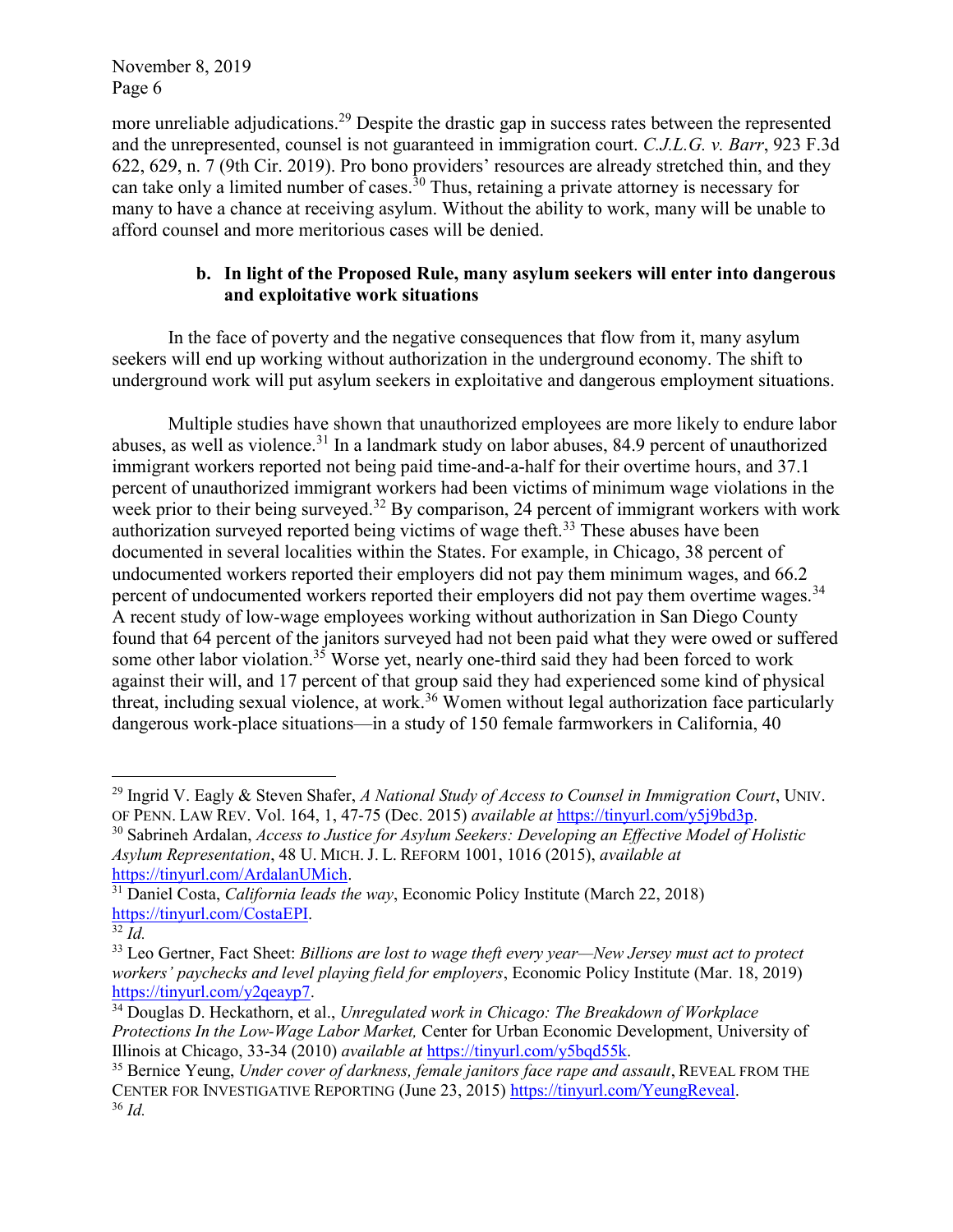more unreliable adjudications.[29] Despite the drastic gap in success rates between the represented and the unrepresented, counsel is not guaranteed in immigration court. *C.J.L.G. v. Barr*, 923 F.3d 622, 629, n. 7 (9th Cir. 2019). Pro bono providers' resources are already stretched thin, and they can take only a limited number of cases.[30] Thus, retaining a private attorney is necessary for many to have a chance at receiving asylum. Without the ability to work, many will be unable to afford counsel and more meritorious cases will be denied.

**b. In light of the Proposed Rule, many asylum seekers will enter into dangerous and exploitative work situations**

In the face of poverty and the negative consequences that flow from it, many asylum seekers will end up working without authorization in the underground economy. The shift to underground work will put asylum seekers in exploitative and dangerous employment situations.

Multiple studies have shown that unauthorized employees are more likely to endure labor abuses, as well as violence.[31] In a landmark study on labor abuses, 84.9 percent of unauthorized immigrant workers reported not being paid time-and-a-half for their overtime hours, and 37.1 percent of unauthorized immigrant workers had been victims of minimum wage violations in the week prior to their being surveyed.[32] By comparison, 24 percent of immigrant workers with work authorization surveyed reported being victims of wage theft.[33] These abuses have been documented in several localities within the States. For example, in Chicago, 38 percent of undocumented workers reported their employers did not pay them minimum wages, and 66.2 percent of undocumented workers reported their employers did not pay them overtime wages.[34] A recent study of low-wage employees working without authorization in San Diego County found that 64 percent of the janitors surveyed had not been paid what they were owed or suffered some other labor violation.[35] Worse yet, nearly one-third said they had been forced to work against their will, and 17 percent of that group said they had experienced some kind of physical threat, including sexual violence, at work.[36] Women without legal authorization face particularly dangerous work-place situations—in a study of 150 female farmworkers in California, 40

---

[29] Ingrid V. Eagly & Steven Shafer, *A National Study of Access to Counsel in Immigration Court*, UNIV. OF PENN. LAW REV. Vol. 164, 1, 47-75 (Dec. 2015) *available at* https://tinyurl.com/y5j9bd3p.

[30] Sabrineh Ardalan, *Access to Justice for Asylum Seekers: Developing an Effective Model of Holistic Asylum Representation*, 48 U. MICH. J. L. REFORM 1001, 1016 (2015), *available at* https://tinyurl.com/ArdalanUMich.

[31] Daniel Costa, *California leads the way*, Economic Policy Institute (March 22, 2018) https://tinyurl.com/CostaEPI.

[32] *Id.*

[33] Leo Gertner, Fact Sheet: *Billions are lost to wage theft every year—New Jersey must act to protect workers' paychecks and level playing field for employers*, Economic Policy Institute (Mar. 18, 2019) https://tinyurl.com/y2qeayp7.

[34] Douglas D. Heckathorn, et al., *Unregulated work in Chicago: The Breakdown of Workplace Protections In the Low-Wage Labor Market,* Center for Urban Economic Development, University of Illinois at Chicago, 33-34 (2010) *available at* https://tinyurl.com/y5bqd55k.

[35] Bernice Yeung, *Under cover of darkness, female janitors face rape and assault*, REVEAL FROM THE CENTER FOR INVESTIGATIVE REPORTING (June 23, 2015) https://tinyurl.com/YeungReveal.

[36] *Id.*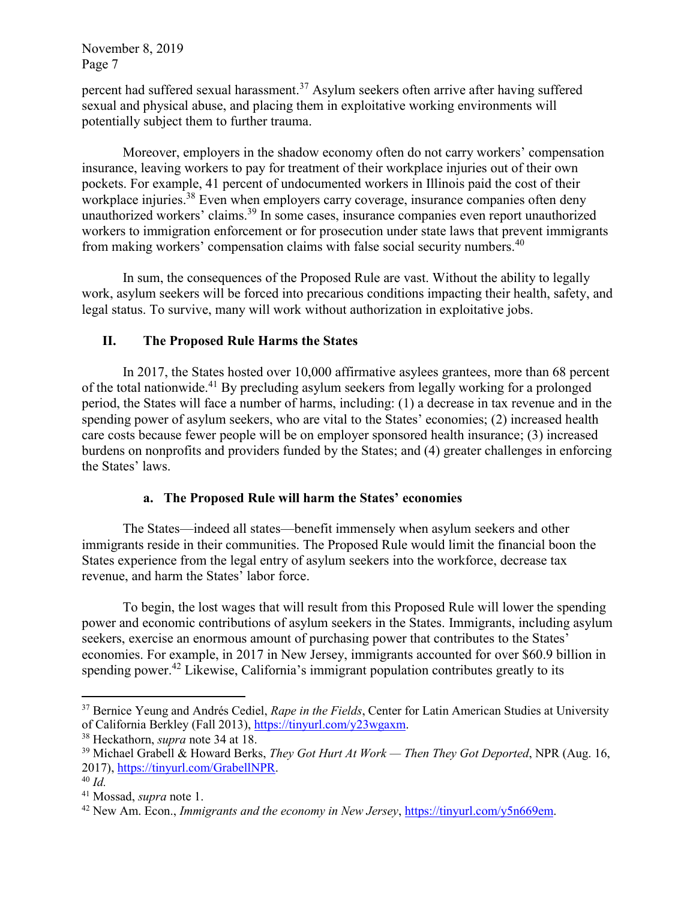percent had suffered sexual harassment.[37] Asylum seekers often arrive after having suffered sexual and physical abuse, and placing them in exploitative working environments will potentially subject them to further trauma.

Moreover, employers in the shadow economy often do not carry workers' compensation insurance, leaving workers to pay for treatment of their workplace injuries out of their own pockets. For example, 41 percent of undocumented workers in Illinois paid the cost of their workplace injuries.[38] Even when employers carry coverage, insurance companies often deny unauthorized workers' claims.[39] In some cases, insurance companies even report unauthorized workers to immigration enforcement or for prosecution under state laws that prevent immigrants from making workers' compensation claims with false social security numbers.[40]

In sum, the consequences of the Proposed Rule are vast. Without the ability to legally work, asylum seekers will be forced into precarious conditions impacting their health, safety, and legal status. To survive, many will work without authorization in exploitative jobs.

## II. The Proposed Rule Harms the States

In 2017, the States hosted over 10,000 affirmative asylees grantees, more than 68 percent of the total nationwide.[41] By precluding asylum seekers from legally working for a prolonged period, the States will face a number of harms, including: (1) a decrease in tax revenue and in the spending power of asylum seekers, who are vital to the States' economies; (2) increased health care costs because fewer people will be on employer sponsored health insurance; (3) increased burdens on nonprofits and providers funded by the States; and (4) greater challenges in enforcing the States' laws.

### a. The Proposed Rule will harm the States' economies

The States—indeed all states—benefit immensely when asylum seekers and other immigrants reside in their communities. The Proposed Rule would limit the financial boon the States experience from the legal entry of asylum seekers into the workforce, decrease tax revenue, and harm the States' labor force.

To begin, the lost wages that will result from this Proposed Rule will lower the spending power and economic contributions of asylum seekers in the States. Immigrants, including asylum seekers, exercise an enormous amount of purchasing power that contributes to the States' economies. For example, in 2017 in New Jersey, immigrants accounted for over $60.9 billion in spending power.[42] Likewise, California's immigrant population contributes greatly to its

---

[37] Bernice Yeung and Andrés Cediel, *Rape in the Fields*, Center for Latin American Studies at University of California Berkley (Fall 2013), https://tinyurl.com/y23wgaxm.

[38] Heckathorn, *supra* note 34 at 18.

[39] Michael Grabell & Howard Berks, *They Got Hurt At Work — Then They Got Deported*, NPR (Aug. 16, 2017), https://tinyurl.com/GrabellNPR.

[40] *Id.*

[41] Mossad, *supra* note 1.

[42] New Am. Econ., *Immigrants and the economy in New Jersey*, https://tinyurl.com/y5n669em.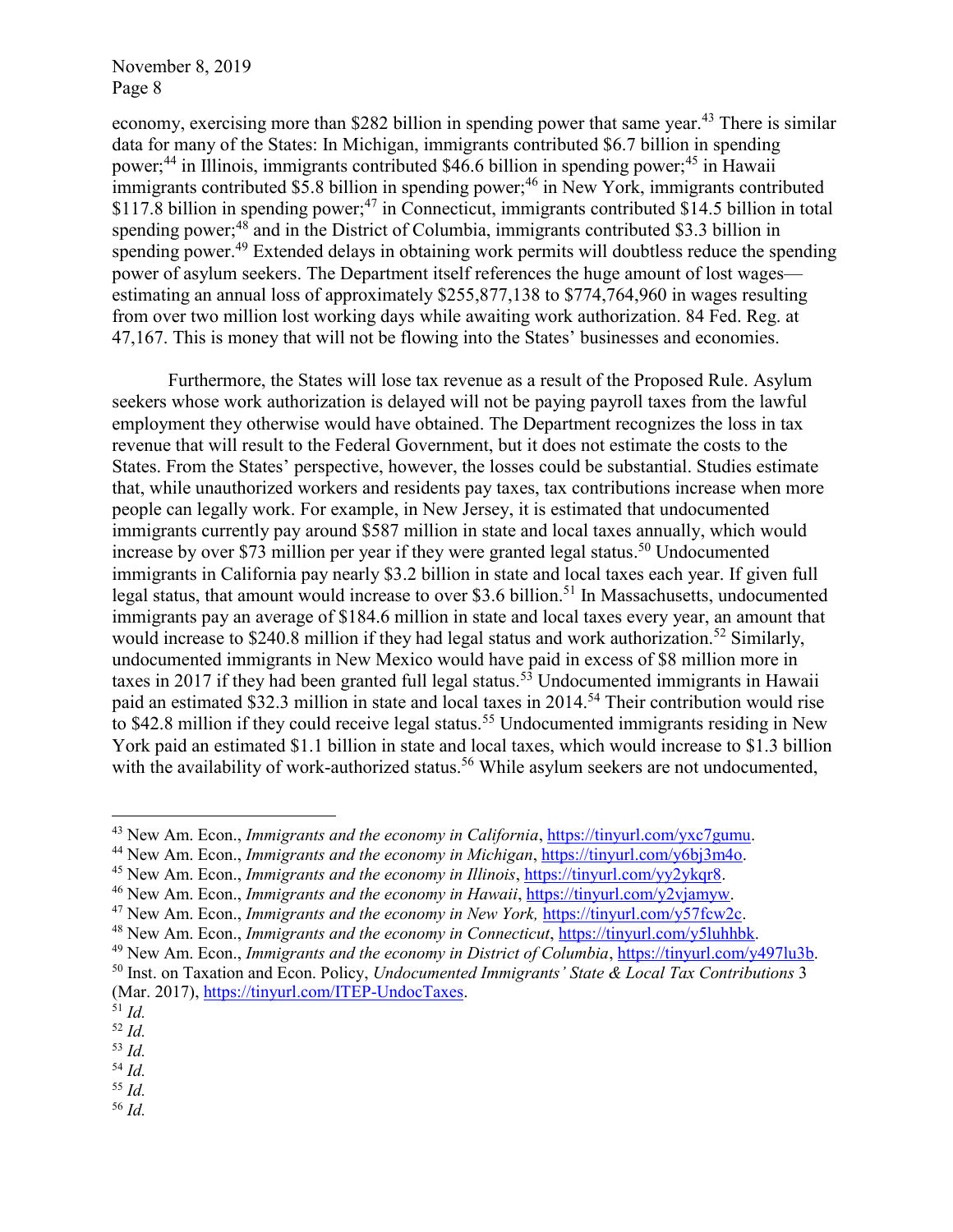economy, exercising more than $282 billion in spending power that same year.[43] There is similar data for many of the States: In Michigan, immigrants contributed $6.7 billion in spending power;[44] in Illinois, immigrants contributed $46.6 billion in spending power;[45] in Hawaii immigrants contributed $5.8 billion in spending power;[46] in New York, immigrants contributed $117.8 billion in spending power;[47] in Connecticut, immigrants contributed $14.5 billion in total spending power;[48] and in the District of Columbia, immigrants contributed $3.3 billion in spending power.[49] Extended delays in obtaining work permits will doubtless reduce the spending power of asylum seekers. The Department itself references the huge amount of lost wages—estimating an annual loss of approximately $255,877,138 to $774,764,960 in wages resulting from over two million lost working days while awaiting work authorization. 84 Fed. Reg. at 47,167. This is money that will not be flowing into the States' businesses and economies.

Furthermore, the States will lose tax revenue as a result of the Proposed Rule. Asylum seekers whose work authorization is delayed will not be paying payroll taxes from the lawful employment they otherwise would have obtained. The Department recognizes the loss in tax revenue that will result to the Federal Government, but it does not estimate the costs to the States. From the States' perspective, however, the losses could be substantial. Studies estimate that, while unauthorized workers and residents pay taxes, tax contributions increase when more people can legally work. For example, in New Jersey, it is estimated that undocumented immigrants currently pay around $587 million in state and local taxes annually, which would increase by over $73 million per year if they were granted legal status.[50] Undocumented immigrants in California pay nearly $3.2 billion in state and local taxes each year. If given full legal status, that amount would increase to over $3.6 billion.[51] In Massachusetts, undocumented immigrants pay an average of $184.6 million in state and local taxes every year, an amount that would increase to $240.8 million if they had legal status and work authorization.[52] Similarly, undocumented immigrants in New Mexico would have paid in excess of $8 million more in taxes in 2017 if they had been granted full legal status.[53] Undocumented immigrants in Hawaii paid an estimated $32.3 million in state and local taxes in 2014.[54] Their contribution would rise to $42.8 million if they could receive legal status.[55] Undocumented immigrants residing in New York paid an estimated $1.1 billion in state and local taxes, which would increase to $1.3 billion with the availability of work-authorized status.[56] While asylum seekers are not undocumented,

---

[43] New Am. Econ., *Immigrants and the economy in California*, https://tinyurl.com/yxc7gumu.

[44] New Am. Econ., *Immigrants and the economy in Michigan*, https://tinyurl.com/y6bj3m4o.

[45] New Am. Econ., *Immigrants and the economy in Illinois*, https://tinyurl.com/yy2ykqr8.

[46] New Am. Econ., *Immigrants and the economy in Hawaii*, https://tinyurl.com/y2vjamyw.

[47] New Am. Econ., *Immigrants and the economy in New York,* https://tinyurl.com/y57fcw2c.

[48] New Am. Econ., *Immigrants and the economy in Connecticut*, https://tinyurl.com/y5luhhbk.

[49] New Am. Econ., *Immigrants and the economy in District of Columbia*, https://tinyurl.com/y497lu3b.

[50] Inst. on Taxation and Econ. Policy, *Undocumented Immigrants' State & Local Tax Contributions* 3 (Mar. 2017), https://tinyurl.com/ITEP-UndocTaxes.

[51] *Id.*

[52] *Id.*

[53] *Id.*

[54] *Id.*

[55] *Id.*

[56] *Id.*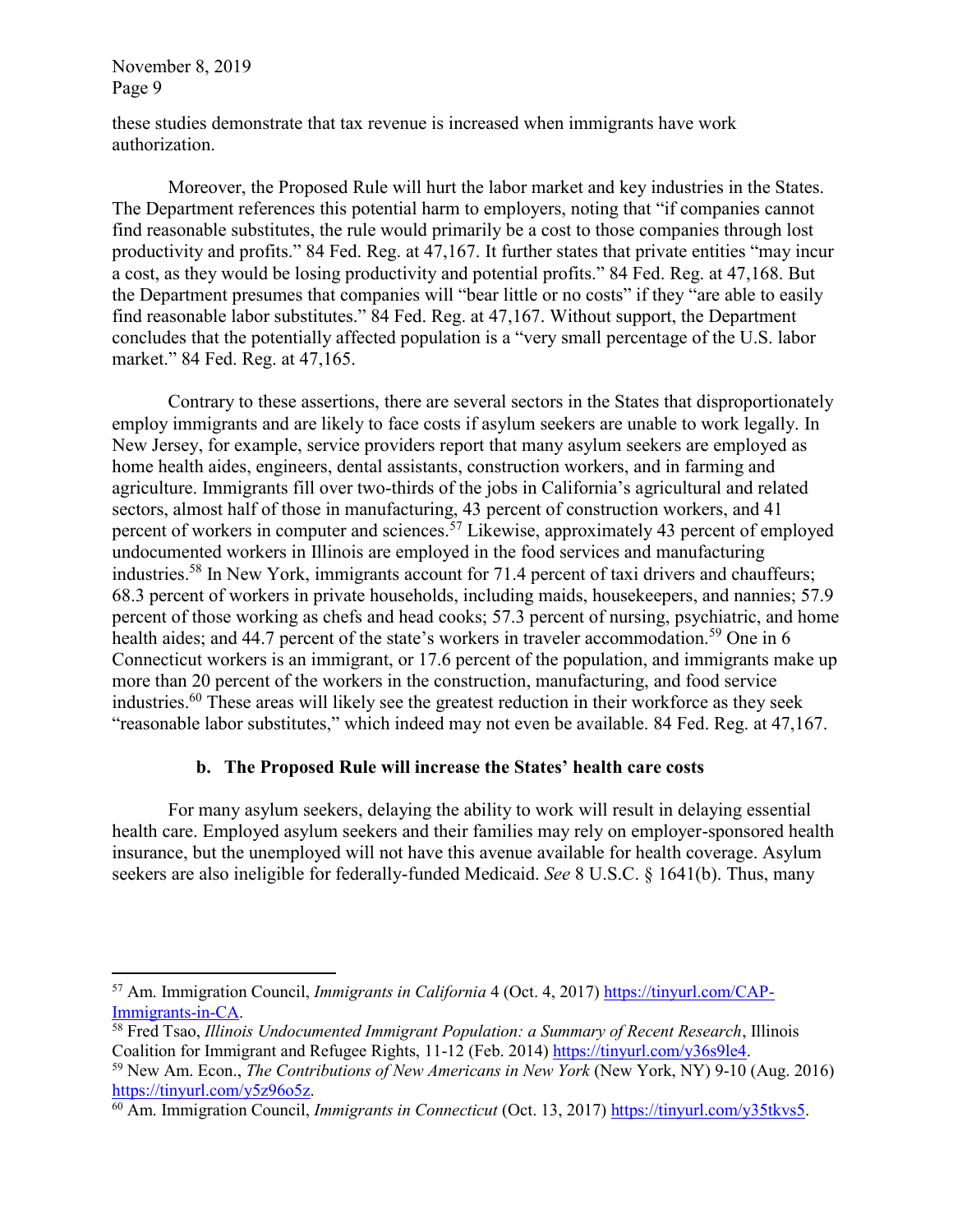these studies demonstrate that tax revenue is increased when immigrants have work authorization.

Moreover, the Proposed Rule will hurt the labor market and key industries in the States. The Department references this potential harm to employers, noting that "if companies cannot find reasonable substitutes, the rule would primarily be a cost to those companies through lost productivity and profits." 84 Fed. Reg. at 47,167. It further states that private entities "may incur a cost, as they would be losing productivity and potential profits." 84 Fed. Reg. at 47,168. But the Department presumes that companies will "bear little or no costs" if they "are able to easily find reasonable labor substitutes." 84 Fed. Reg. at 47,167. Without support, the Department concludes that the potentially affected population is a "very small percentage of the U.S. labor market." 84 Fed. Reg. at 47,165.

Contrary to these assertions, there are several sectors in the States that disproportionately employ immigrants and are likely to face costs if asylum seekers are unable to work legally. In New Jersey, for example, service providers report that many asylum seekers are employed as home health aides, engineers, dental assistants, construction workers, and in farming and agriculture. Immigrants fill over two-thirds of the jobs in California's agricultural and related sectors, almost half of those in manufacturing, 43 percent of construction workers, and 41 percent of workers in computer and sciences.[57] Likewise, approximately 43 percent of employed undocumented workers in Illinois are employed in the food services and manufacturing industries.[58] In New York, immigrants account for 71.4 percent of taxi drivers and chauffeurs; 68.3 percent of workers in private households, including maids, housekeepers, and nannies; 57.9 percent of those working as chefs and head cooks; 57.3 percent of nursing, psychiatric, and home health aides; and 44.7 percent of the state's workers in traveler accommodation.[59] One in 6 Connecticut workers is an immigrant, or 17.6 percent of the population, and immigrants make up more than 20 percent of the workers in the construction, manufacturing, and food service industries.[60] These areas will likely see the greatest reduction in their workforce as they seek "reasonable labor substitutes," which indeed may not even be available. 84 Fed. Reg. at 47,167.

**b. The Proposed Rule will increase the States' health care costs**

For many asylum seekers, delaying the ability to work will result in delaying essential health care. Employed asylum seekers and their families may rely on employer-sponsored health insurance, but the unemployed will not have this avenue available for health coverage. Asylum seekers are also ineligible for federally-funded Medicaid. *See* 8 U.S.C. § 1641(b). Thus, many

---

[57] Am. Immigration Council, *Immigrants in California* 4 (Oct. 4, 2017) https://tinyurl.com/CAP-Immigrants-in-CA.

[58] Fred Tsao, *Illinois Undocumented Immigrant Population: a Summary of Recent Research*, Illinois Coalition for Immigrant and Refugee Rights, 11-12 (Feb. 2014) https://tinyurl.com/y36s9le4.

[59] New Am. Econ., *The Contributions of New Americans in New York* (New York, NY) 9-10 (Aug. 2016) https://tinyurl.com/y5z96o5z.

[60] Am. Immigration Council, *Immigrants in Connecticut* (Oct. 13, 2017) https://tinyurl.com/y35tkvs5.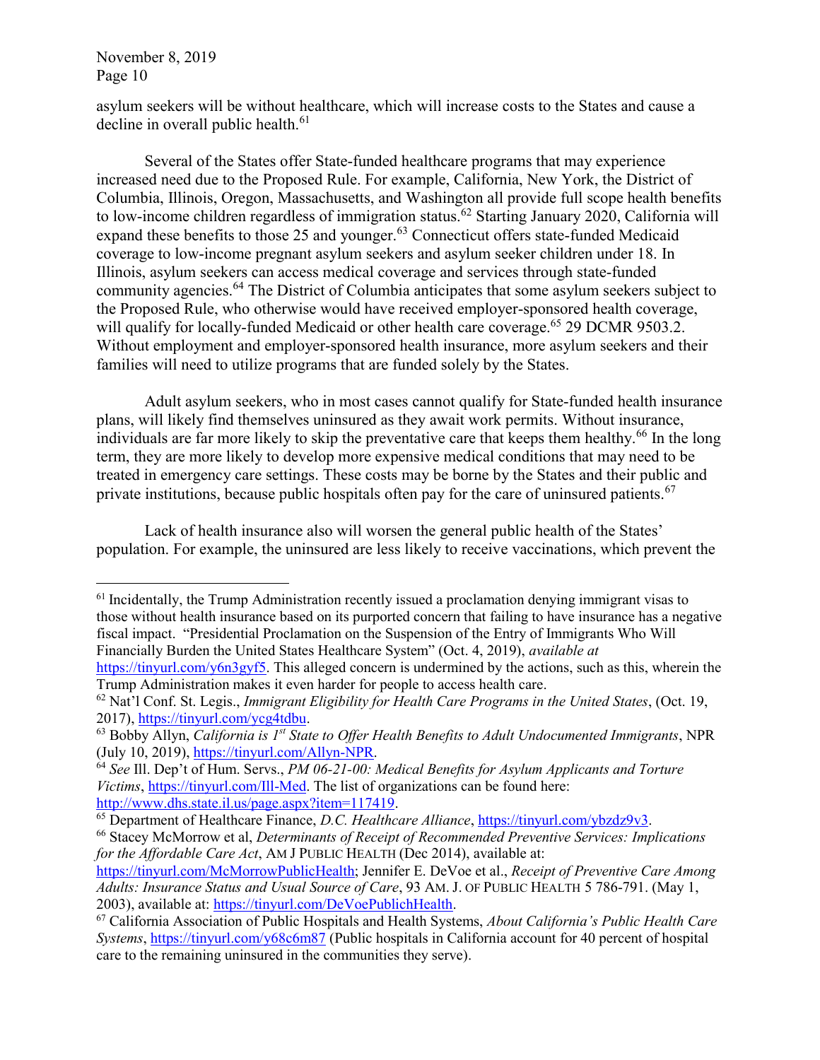asylum seekers will be without healthcare, which will increase costs to the States and cause a decline in overall public health.[61]

Several of the States offer State-funded healthcare programs that may experience increased need due to the Proposed Rule. For example, California, New York, the District of Columbia, Illinois, Oregon, Massachusetts, and Washington all provide full scope health benefits to low-income children regardless of immigration status.[62] Starting January 2020, California will expand these benefits to those 25 and younger.[63] Connecticut offers state-funded Medicaid coverage to low-income pregnant asylum seekers and asylum seeker children under 18. In Illinois, asylum seekers can access medical coverage and services through state-funded community agencies.[64] The District of Columbia anticipates that some asylum seekers subject to the Proposed Rule, who otherwise would have received employer-sponsored health coverage, will qualify for locally-funded Medicaid or other health care coverage.[65] 29 DCMR 9503.2. Without employment and employer-sponsored health insurance, more asylum seekers and their families will need to utilize programs that are funded solely by the States.

Adult asylum seekers, who in most cases cannot qualify for State-funded health insurance plans, will likely find themselves uninsured as they await work permits. Without insurance, individuals are far more likely to skip the preventative care that keeps them healthy.[66] In the long term, they are more likely to develop more expensive medical conditions that may need to be treated in emergency care settings. These costs may be borne by the States and their public and private institutions, because public hospitals often pay for the care of uninsured patients.[67]

Lack of health insurance also will worsen the general public health of the States' population. For example, the uninsured are less likely to receive vaccinations, which prevent the

---

[61] Incidentally, the Trump Administration recently issued a proclamation denying immigrant visas to those without health insurance based on its purported concern that failing to have insurance has a negative fiscal impact. "Presidential Proclamation on the Suspension of the Entry of Immigrants Who Will Financially Burden the United States Healthcare System" (Oct. 4, 2019), *available at* https://tinyurl.com/y6n3gyf5. This alleged concern is undermined by the actions, such as this, wherein the Trump Administration makes it even harder for people to access health care.

[62] Nat'l Conf. St. Legis., *Immigrant Eligibility for Health Care Programs in the United States*, (Oct. 19, 2017), https://tinyurl.com/ycg4tdbu.

[63] Bobby Allyn, *California is 1st State to Offer Health Benefits to Adult Undocumented Immigrants*, NPR (July 10, 2019), https://tinyurl.com/Allyn-NPR.

[64] *See* Ill. Dep't of Hum. Servs., *PM 06-21-00: Medical Benefits for Asylum Applicants and Torture Victims*, https://tinyurl.com/Ill-Med. The list of organizations can be found here: http://www.dhs.state.il.us/page.aspx?item=117419.

[65] Department of Healthcare Finance, *D.C. Healthcare Alliance*, https://tinyurl.com/ybzdz9v3.

[66] Stacey McMorrow et al, *Determinants of Receipt of Recommended Preventive Services: Implications for the Affordable Care Act*, AM J PUBLIC HEALTH (Dec 2014), available at: https://tinyurl.com/McMorrowPublicHealth; Jennifer E. DeVoe et al., *Receipt of Preventive Care Among Adults: Insurance Status and Usual Source of Care*, 93 AM. J. OF PUBLIC HEALTH 5 786-791. (May 1, 2003), available at: https://tinyurl.com/DeVoePublichHealth.

[67] California Association of Public Hospitals and Health Systems, *About California's Public Health Care Systems*, https://tinyurl.com/y68c6m87 (Public hospitals in California account for 40 percent of hospital care to the remaining uninsured in the communities they serve).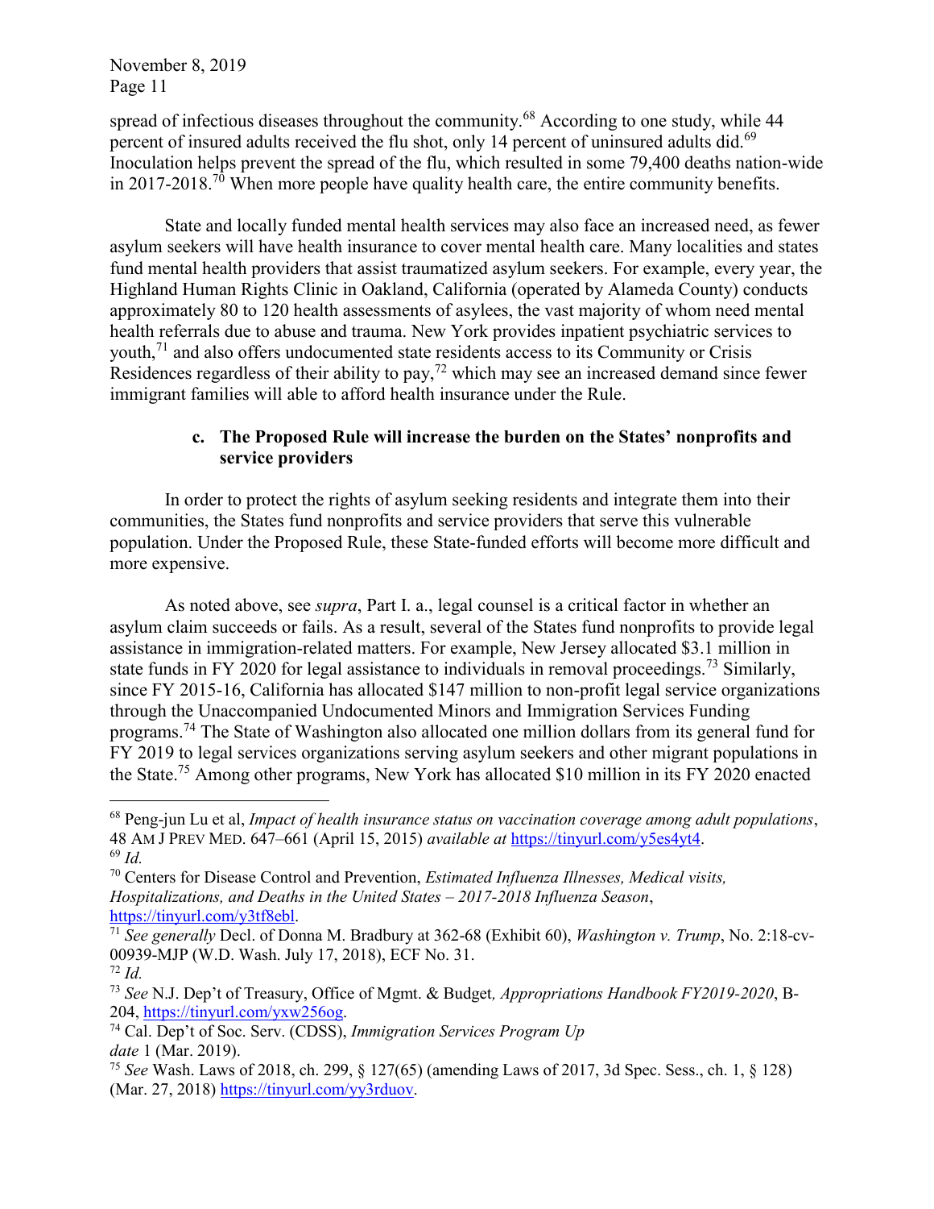spread of infectious diseases throughout the community.[68] According to one study, while 44 percent of insured adults received the flu shot, only 14 percent of uninsured adults did.[69] Inoculation helps prevent the spread of the flu, which resulted in some 79,400 deaths nation-wide in 2017-2018.[70] When more people have quality health care, the entire community benefits.

State and locally funded mental health services may also face an increased need, as fewer asylum seekers will have health insurance to cover mental health care. Many localities and states fund mental health providers that assist traumatized asylum seekers. For example, every year, the Highland Human Rights Clinic in Oakland, California (operated by Alameda County) conducts approximately 80 to 120 health assessments of asylees, the vast majority of whom need mental health referrals due to abuse and trauma. New York provides inpatient psychiatric services to youth,[71] and also offers undocumented state residents access to its Community or Crisis Residences regardless of their ability to pay,[72] which may see an increased demand since fewer immigrant families will able to afford health insurance under the Rule.

**c. The Proposed Rule will increase the burden on the States' nonprofits and service providers**

In order to protect the rights of asylum seeking residents and integrate them into their communities, the States fund nonprofits and service providers that serve this vulnerable population. Under the Proposed Rule, these State-funded efforts will become more difficult and more expensive.

As noted above, see *supra*, Part I. a., legal counsel is a critical factor in whether an asylum claim succeeds or fails. As a result, several of the States fund nonprofits to provide legal assistance in immigration-related matters. For example, New Jersey allocated $3.1 million in state funds in FY 2020 for legal assistance to individuals in removal proceedings.[73] Similarly, since FY 2015-16, California has allocated $147 million to non-profit legal service organizations through the Unaccompanied Undocumented Minors and Immigration Services Funding programs.[74] The State of Washington also allocated one million dollars from its general fund for FY 2019 to legal services organizations serving asylum seekers and other migrant populations in the State.[75] Among other programs, New York has allocated $10 million in its FY 2020 enacted

---

[68] Peng-jun Lu et al, *Impact of health insurance status on vaccination coverage among adult populations*, 48 AM J PREV MED. 647–661 (April 15, 2015) *available at* https://tinyurl.com/y5es4yt4.

[69] *Id.*

[70] Centers for Disease Control and Prevention, *Estimated Influenza Illnesses, Medical visits, Hospitalizations, and Deaths in the United States – 2017-2018 Influenza Season*, https://tinyurl.com/y3tf8ebl.

[71] *See generally* Decl. of Donna M. Bradbury at 362-68 (Exhibit 60), *Washington v. Trump*, No. 2:18-cv-00939-MJP (W.D. Wash. July 17, 2018), ECF No. 31.

[72] *Id.*

[73] *See* N.J. Dep't of Treasury, Office of Mgmt. & Budget, *Appropriations Handbook FY2019-2020*, B-204, https://tinyurl.com/yxw256og.

[74] Cal. Dep't of Soc. Serv. (CDSS), *Immigration Services Program Up date* 1 (Mar. 2019).

[75] *See* Wash. Laws of 2018, ch. 299, § 127(65) (amending Laws of 2017, 3d Spec. Sess., ch. 1, § 128) (Mar. 27, 2018) https://tinyurl.com/yy3rduov.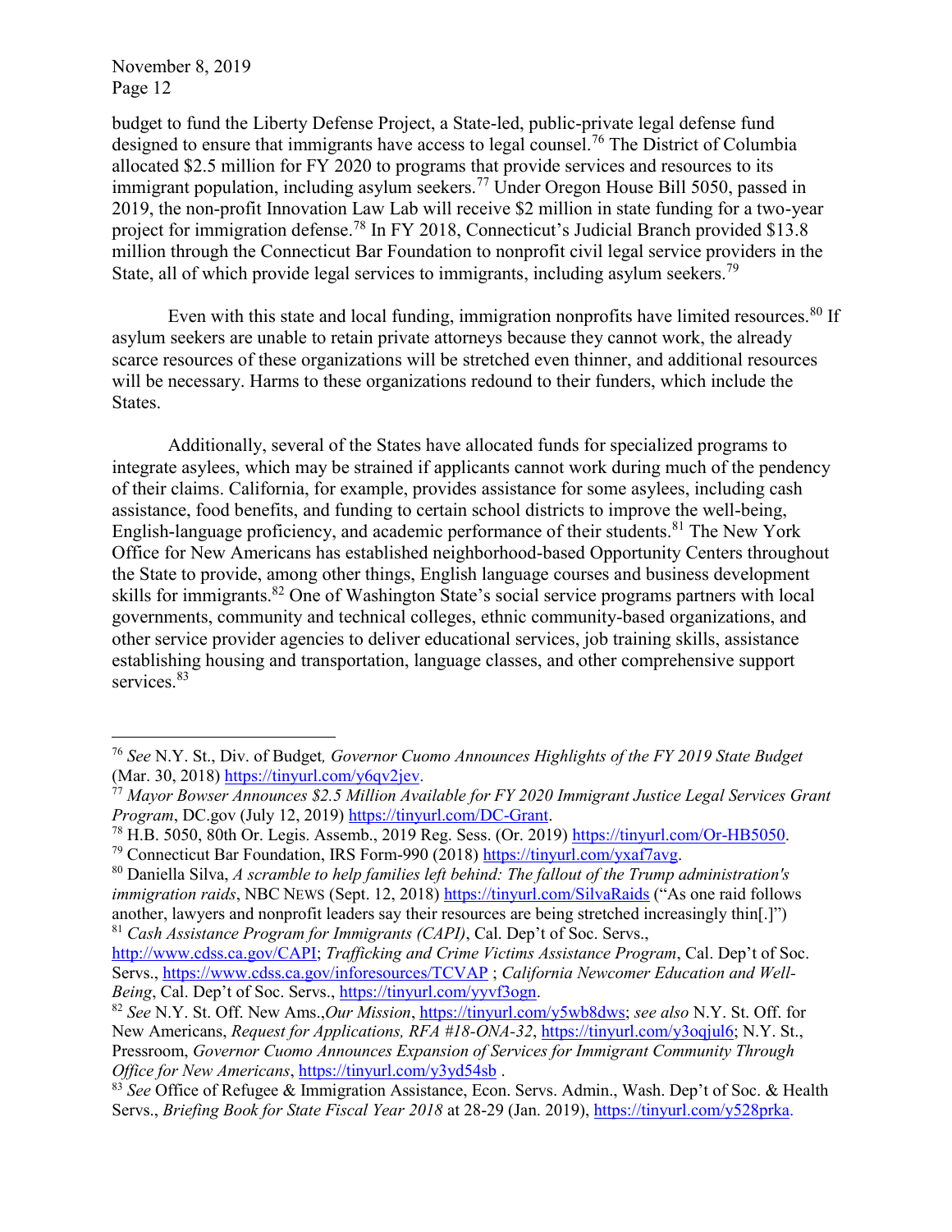budget to fund the Liberty Defense Project, a State-led, public-private legal defense fund designed to ensure that immigrants have access to legal counsel.[76] The District of Columbia allocated $2.5 million for FY 2020 to programs that provide services and resources to its immigrant population, including asylum seekers.[77] Under Oregon House Bill 5050, passed in 2019, the non-profit Innovation Law Lab will receive $2 million in state funding for a two-year project for immigration defense.[78] In FY 2018, Connecticut's Judicial Branch provided $13.8 million through the Connecticut Bar Foundation to nonprofit civil legal service providers in the State, all of which provide legal services to immigrants, including asylum seekers.[79]

Even with this state and local funding, immigration nonprofits have limited resources.[80] If asylum seekers are unable to retain private attorneys because they cannot work, the already scarce resources of these organizations will be stretched even thinner, and additional resources will be necessary. Harms to these organizations redound to their funders, which include the States.

Additionally, several of the States have allocated funds for specialized programs to integrate asylees, which may be strained if applicants cannot work during much of the pendency of their claims. California, for example, provides assistance for some asylees, including cash assistance, food benefits, and funding to certain school districts to improve the well-being, English-language proficiency, and academic performance of their students.[81] The New York Office for New Americans has established neighborhood-based Opportunity Centers throughout the State to provide, among other things, English language courses and business development skills for immigrants.[82] One of Washington State's social service programs partners with local governments, community and technical colleges, ethnic community-based organizations, and other service provider agencies to deliver educational services, job training skills, assistance establishing housing and transportation, language classes, and other comprehensive support services.[83]

---

[76] *See* N.Y. St., Div. of Budget*, Governor Cuomo Announces Highlights of the FY 2019 State Budget* (Mar. 30, 2018) https://tinyurl.com/y6qv2jev.

[77] *Mayor Bowser Announces $2.5 Million Available for FY 2020 Immigrant Justice Legal Services Grant Program*, DC.gov (July 12, 2019) https://tinyurl.com/DC-Grant.

[78] H.B. 5050, 80th Or. Legis. Assemb., 2019 Reg. Sess. (Or. 2019) https://tinyurl.com/Or-HB5050.

[79] Connecticut Bar Foundation, IRS Form-990 (2018) https://tinyurl.com/yxaf7avg.

[80] Daniella Silva, *A scramble to help families left behind: The fallout of the Trump administration's immigration raids*, NBC NEWS (Sept. 12, 2018) https://tinyurl.com/SilvaRaids ("As one raid follows another, lawyers and nonprofit leaders say their resources are being stretched increasingly thin[.]")

[81] *Cash Assistance Program for Immigrants (CAPI)*, Cal. Dep't of Soc. Servs., http://www.cdss.ca.gov/CAPI; *Trafficking and Crime Victims Assistance Program*, Cal. Dep't of Soc. Servs., https://www.cdss.ca.gov/inforesources/TCVAP ; *California Newcomer Education and Well-Being*, Cal. Dep't of Soc. Servs., https://tinyurl.com/yyvf3ogn.

[82] *See* N.Y. St. Off. New Ams.,*Our Mission*, https://tinyurl.com/y5wb8dws; *see also* N.Y. St. Off. for New Americans, *Request for Applications, RFA #18-ONA-32*, https://tinyurl.com/y3oqjul6; N.Y. St., Pressroom, *Governor Cuomo Announces Expansion of Services for Immigrant Community Through Office for New Americans*, https://tinyurl.com/y3yd54sb .

[83] *See* Office of Refugee & Immigration Assistance, Econ. Servs. Admin., Wash. Dep't of Soc. & Health Servs., *Briefing Book for State Fiscal Year 2018* at 28-29 (Jan. 2019), https://tinyurl.com/y528prka.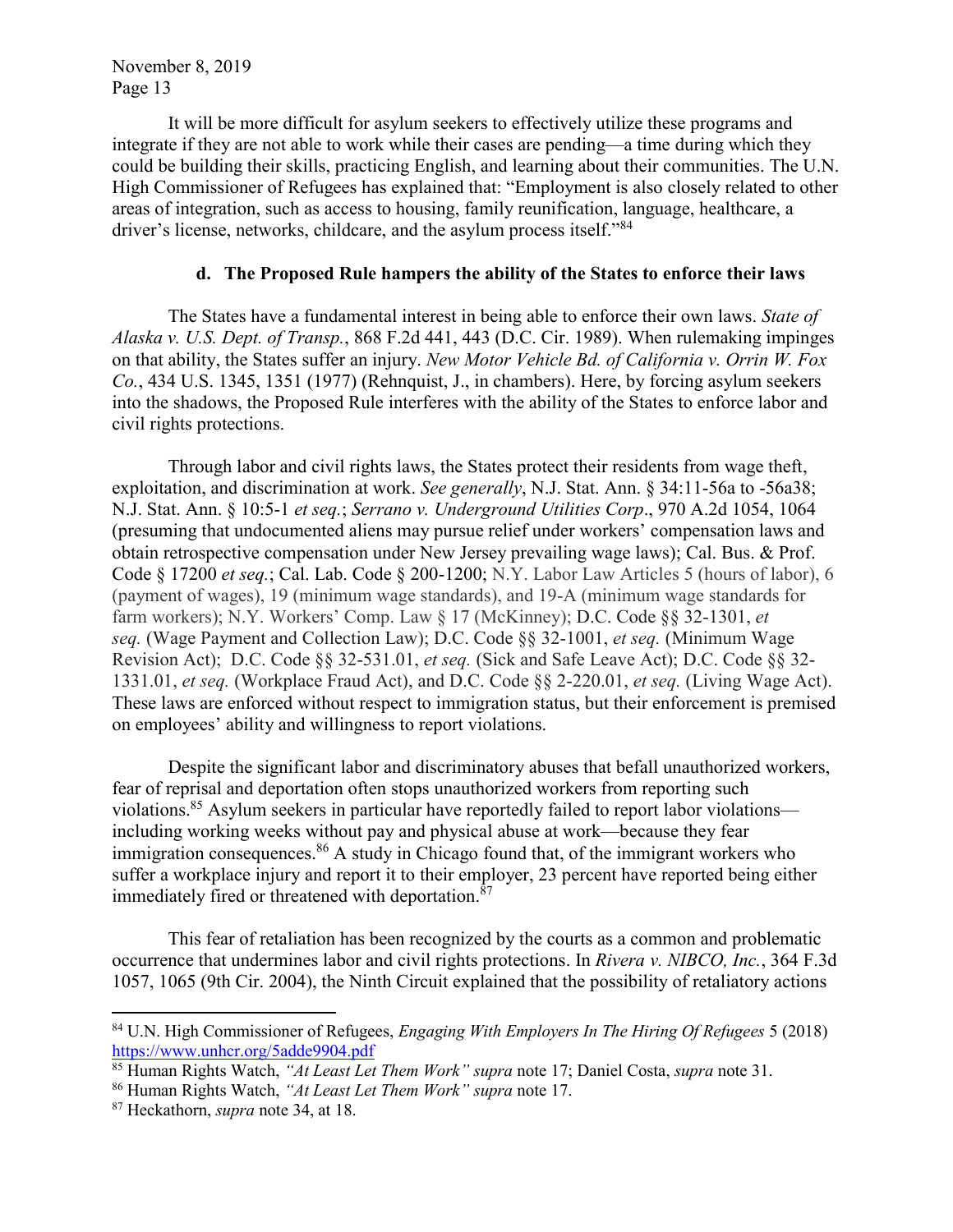It will be more difficult for asylum seekers to effectively utilize these programs and integrate if they are not able to work while their cases are pending—a time during which they could be building their skills, practicing English, and learning about their communities. The U.N. High Commissioner of Refugees has explained that: "Employment is also closely related to other areas of integration, such as access to housing, family reunification, language, healthcare, a driver's license, networks, childcare, and the asylum process itself."[84]

### d. The Proposed Rule hampers the ability of the States to enforce their laws

The States have a fundamental interest in being able to enforce their own laws. *State of Alaska v. U.S. Dept. of Transp.*, 868 F.2d 441, 443 (D.C. Cir. 1989). When rulemaking impinges on that ability, the States suffer an injury. *New Motor Vehicle Bd. of California v. Orrin W. Fox Co.*, 434 U.S. 1345, 1351 (1977) (Rehnquist, J., in chambers). Here, by forcing asylum seekers into the shadows, the Proposed Rule interferes with the ability of the States to enforce labor and civil rights protections.

Through labor and civil rights laws, the States protect their residents from wage theft, exploitation, and discrimination at work. *See generally*, N.J. Stat. Ann. § 34:11-56a to -56a38; N.J. Stat. Ann. § 10:5-1 *et seq.*; *Serrano v. Underground Utilities Corp*., 970 A.2d 1054, 1064 (presuming that undocumented aliens may pursue relief under workers' compensation laws and obtain retrospective compensation under New Jersey prevailing wage laws); Cal. Bus. & Prof. Code § 17200 *et seq.*; Cal. Lab. Code § 200-1200; N.Y. Labor Law Articles 5 (hours of labor), 6 (payment of wages), 19 (minimum wage standards), and 19-A (minimum wage standards for farm workers); N.Y. Workers' Comp. Law § 17 (McKinney); D.C. Code §§ 32-1301, *et seq.* (Wage Payment and Collection Law); D.C. Code §§ 32-1001, *et seq.* (Minimum Wage Revision Act); D.C. Code §§ 32-531.01, *et seq.* (Sick and Safe Leave Act); D.C. Code §§ 32-1331.01, *et seq.* (Workplace Fraud Act), and D.C. Code §§ 2-220.01, *et seq.* (Living Wage Act). These laws are enforced without respect to immigration status, but their enforcement is premised on employees' ability and willingness to report violations.

Despite the significant labor and discriminatory abuses that befall unauthorized workers, fear of reprisal and deportation often stops unauthorized workers from reporting such violations.[85] Asylum seekers in particular have reportedly failed to report labor violations—including working weeks without pay and physical abuse at work—because they fear immigration consequences.[86] A study in Chicago found that, of the immigrant workers who suffer a workplace injury and report it to their employer, 23 percent have reported being either immediately fired or threatened with deportation.[87]

This fear of retaliation has been recognized by the courts as a common and problematic occurrence that undermines labor and civil rights protections. In *Rivera v. NIBCO, Inc.*, 364 F.3d 1057, 1065 (9th Cir. 2004), the Ninth Circuit explained that the possibility of retaliatory actions

---

[84] U.N. High Commissioner of Refugees, *Engaging With Employers In The Hiring Of Refugees* 5 (2018) https://www.unhcr.org/5adde9904.pdf

[85] Human Rights Watch, *"At Least Let Them Work" supra* note 17; Daniel Costa, *supra* note 31.

[86] Human Rights Watch, *"At Least Let Them Work" supra* note 17.

[87] Heckathorn, *supra* note 34, at 18.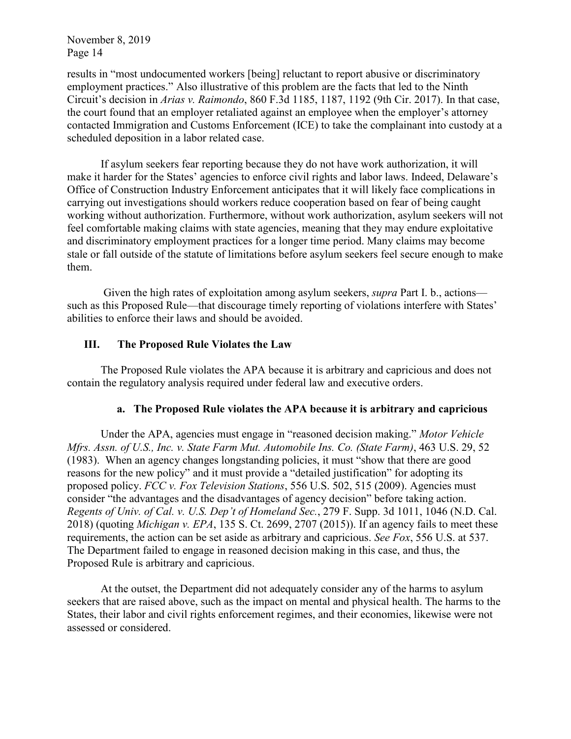results in "most undocumented workers [being] reluctant to report abusive or discriminatory employment practices." Also illustrative of this problem are the facts that led to the Ninth Circuit's decision in *Arias v. Raimondo*, 860 F.3d 1185, 1187, 1192 (9th Cir. 2017). In that case, the court found that an employer retaliated against an employee when the employer's attorney contacted Immigration and Customs Enforcement (ICE) to take the complainant into custody at a scheduled deposition in a labor related case.

If asylum seekers fear reporting because they do not have work authorization, it will make it harder for the States' agencies to enforce civil rights and labor laws. Indeed, Delaware's Office of Construction Industry Enforcement anticipates that it will likely face complications in carrying out investigations should workers reduce cooperation based on fear of being caught working without authorization. Furthermore, without work authorization, asylum seekers will not feel comfortable making claims with state agencies, meaning that they may endure exploitative and discriminatory employment practices for a longer time period. Many claims may become stale or fall outside of the statute of limitations before asylum seekers feel secure enough to make them.

Given the high rates of exploitation among asylum seekers, *supra* Part I. b., actions—such as this Proposed Rule—that discourage timely reporting of violations interfere with States' abilities to enforce their laws and should be avoided.

## III. The Proposed Rule Violates the Law

The Proposed Rule violates the APA because it is arbitrary and capricious and does not contain the regulatory analysis required under federal law and executive orders.

### a. The Proposed Rule violates the APA because it is arbitrary and capricious

Under the APA, agencies must engage in "reasoned decision making." *Motor Vehicle Mfrs. Assn. of U.S., Inc. v. State Farm Mut. Automobile Ins. Co. (State Farm)*, 463 U.S. 29, 52 (1983). When an agency changes longstanding policies, it must "show that there are good reasons for the new policy" and it must provide a "detailed justification" for adopting its proposed policy. *FCC v. Fox Television Stations*, 556 U.S. 502, 515 (2009). Agencies must consider "the advantages and the disadvantages of agency decision" before taking action. *Regents of Univ. of Cal. v. U.S. Dep't of Homeland Sec.*, 279 F. Supp. 3d 1011, 1046 (N.D. Cal. 2018) (quoting *Michigan v. EPA*, 135 S. Ct. 2699, 2707 (2015)). If an agency fails to meet these requirements, the action can be set aside as arbitrary and capricious. *See Fox*, 556 U.S. at 537. The Department failed to engage in reasoned decision making in this case, and thus, the Proposed Rule is arbitrary and capricious.

At the outset, the Department did not adequately consider any of the harms to asylum seekers that are raised above, such as the impact on mental and physical health. The harms to the States, their labor and civil rights enforcement regimes, and their economies, likewise were not assessed or considered.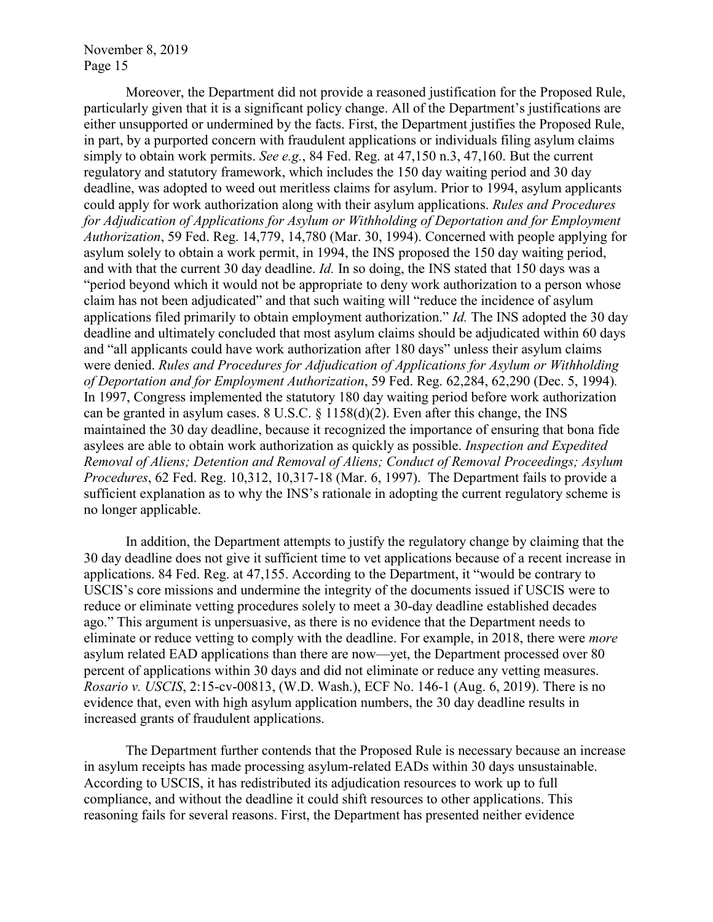Moreover, the Department did not provide a reasoned justification for the Proposed Rule, particularly given that it is a significant policy change. All of the Department's justifications are either unsupported or undermined by the facts. First, the Department justifies the Proposed Rule, in part, by a purported concern with fraudulent applications or individuals filing asylum claims simply to obtain work permits. *See e.g.*, 84 Fed. Reg. at 47,150 n.3, 47,160. But the current regulatory and statutory framework, which includes the 150 day waiting period and 30 day deadline, was adopted to weed out meritless claims for asylum. Prior to 1994, asylum applicants could apply for work authorization along with their asylum applications. *Rules and Procedures for Adjudication of Applications for Asylum or Withholding of Deportation and for Employment Authorization*, 59 Fed. Reg. 14,779, 14,780 (Mar. 30, 1994). Concerned with people applying for asylum solely to obtain a work permit, in 1994, the INS proposed the 150 day waiting period, and with that the current 30 day deadline. *Id.* In so doing, the INS stated that 150 days was a "period beyond which it would not be appropriate to deny work authorization to a person whose claim has not been adjudicated" and that such waiting will "reduce the incidence of asylum applications filed primarily to obtain employment authorization." *Id.* The INS adopted the 30 day deadline and ultimately concluded that most asylum claims should be adjudicated within 60 days and "all applicants could have work authorization after 180 days" unless their asylum claims were denied. *Rules and Procedures for Adjudication of Applications for Asylum or Withholding of Deportation and for Employment Authorization*, 59 Fed. Reg. 62,284, 62,290 (Dec. 5, 1994). In 1997, Congress implemented the statutory 180 day waiting period before work authorization can be granted in asylum cases. 8 U.S.C. § 1158(d)(2). Even after this change, the INS maintained the 30 day deadline, because it recognized the importance of ensuring that bona fide asylees are able to obtain work authorization as quickly as possible. *Inspection and Expedited Removal of Aliens; Detention and Removal of Aliens; Conduct of Removal Proceedings; Asylum Procedures*, 62 Fed. Reg. 10,312, 10,317-18 (Mar. 6, 1997). The Department fails to provide a sufficient explanation as to why the INS's rationale in adopting the current regulatory scheme is no longer applicable.

In addition, the Department attempts to justify the regulatory change by claiming that the 30 day deadline does not give it sufficient time to vet applications because of a recent increase in applications. 84 Fed. Reg. at 47,155. According to the Department, it "would be contrary to USCIS's core missions and undermine the integrity of the documents issued if USCIS were to reduce or eliminate vetting procedures solely to meet a 30-day deadline established decades ago." This argument is unpersuasive, as there is no evidence that the Department needs to eliminate or reduce vetting to comply with the deadline. For example, in 2018, there were *more* asylum related EAD applications than there are now—yet, the Department processed over 80 percent of applications within 30 days and did not eliminate or reduce any vetting measures. *Rosario v. USCIS*, 2:15-cv-00813, (W.D. Wash.), ECF No. 146-1 (Aug. 6, 2019). There is no evidence that, even with high asylum application numbers, the 30 day deadline results in increased grants of fraudulent applications.

The Department further contends that the Proposed Rule is necessary because an increase in asylum receipts has made processing asylum-related EADs within 30 days unsustainable. According to USCIS, it has redistributed its adjudication resources to work up to full compliance, and without the deadline it could shift resources to other applications. This reasoning fails for several reasons. First, the Department has presented neither evidence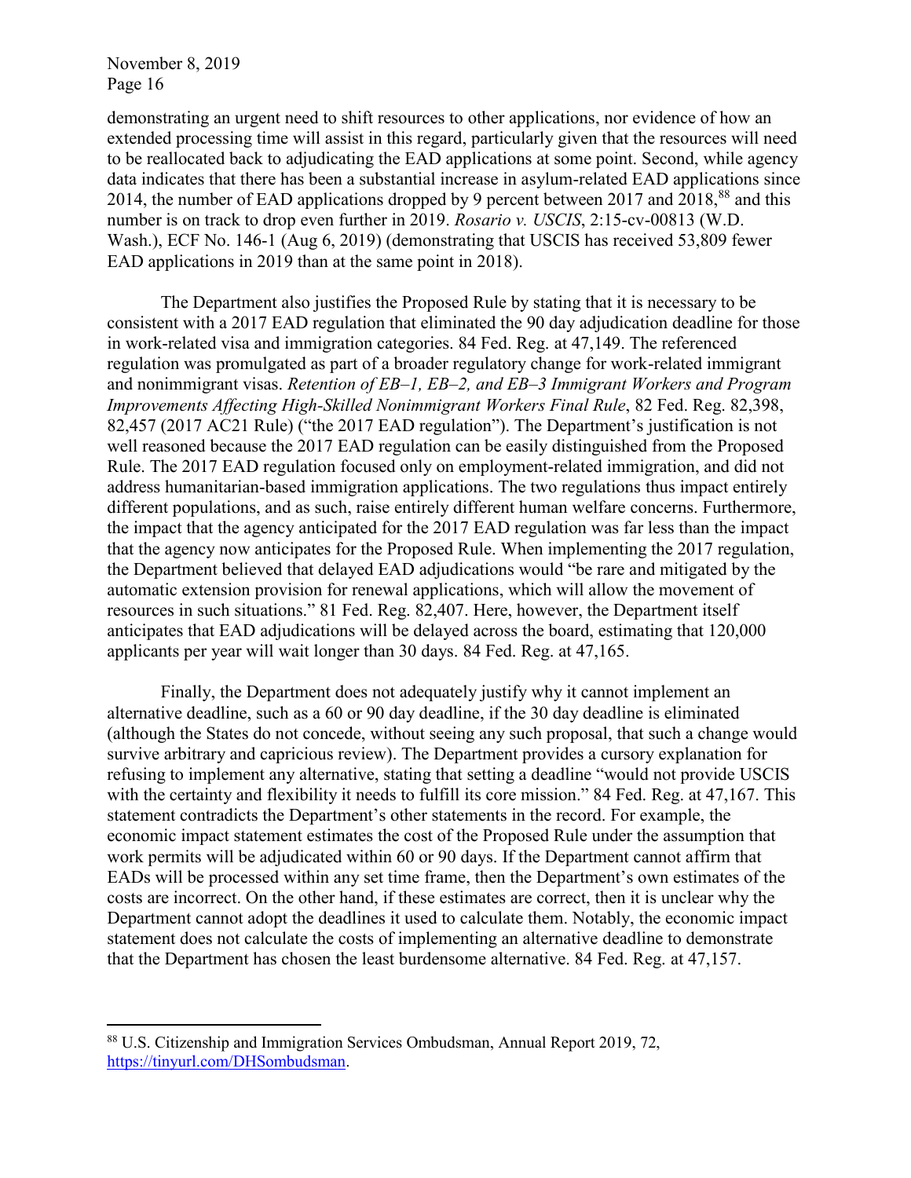demonstrating an urgent need to shift resources to other applications, nor evidence of how an extended processing time will assist in this regard, particularly given that the resources will need to be reallocated back to adjudicating the EAD applications at some point. Second, while agency data indicates that there has been a substantial increase in asylum-related EAD applications since 2014, the number of EAD applications dropped by 9 percent between 2017 and 2018,[88] and this number is on track to drop even further in 2019. *Rosario v. USCIS*, 2:15-cv-00813 (W.D. Wash.), ECF No. 146-1 (Aug 6, 2019) (demonstrating that USCIS has received 53,809 fewer EAD applications in 2019 than at the same point in 2018).

The Department also justifies the Proposed Rule by stating that it is necessary to be consistent with a 2017 EAD regulation that eliminated the 90 day adjudication deadline for those in work-related visa and immigration categories. 84 Fed. Reg. at 47,149. The referenced regulation was promulgated as part of a broader regulatory change for work-related immigrant and nonimmigrant visas. *Retention of EB–1, EB–2, and EB–3 Immigrant Workers and Program Improvements Affecting High-Skilled Nonimmigrant Workers Final Rule*, 82 Fed. Reg. 82,398, 82,457 (2017 AC21 Rule) ("the 2017 EAD regulation"). The Department's justification is not well reasoned because the 2017 EAD regulation can be easily distinguished from the Proposed Rule. The 2017 EAD regulation focused only on employment-related immigration, and did not address humanitarian-based immigration applications. The two regulations thus impact entirely different populations, and as such, raise entirely different human welfare concerns. Furthermore, the impact that the agency anticipated for the 2017 EAD regulation was far less than the impact that the agency now anticipates for the Proposed Rule. When implementing the 2017 regulation, the Department believed that delayed EAD adjudications would "be rare and mitigated by the automatic extension provision for renewal applications, which will allow the movement of resources in such situations." 81 Fed. Reg. 82,407. Here, however, the Department itself anticipates that EAD adjudications will be delayed across the board, estimating that 120,000 applicants per year will wait longer than 30 days. 84 Fed. Reg. at 47,165.

Finally, the Department does not adequately justify why it cannot implement an alternative deadline, such as a 60 or 90 day deadline, if the 30 day deadline is eliminated (although the States do not concede, without seeing any such proposal, that such a change would survive arbitrary and capricious review). The Department provides a cursory explanation for refusing to implement any alternative, stating that setting a deadline "would not provide USCIS with the certainty and flexibility it needs to fulfill its core mission." 84 Fed. Reg. at 47,167. This statement contradicts the Department's other statements in the record. For example, the economic impact statement estimates the cost of the Proposed Rule under the assumption that work permits will be adjudicated within 60 or 90 days. If the Department cannot affirm that EADs will be processed within any set time frame, then the Department's own estimates of the costs are incorrect. On the other hand, if these estimates are correct, then it is unclear why the Department cannot adopt the deadlines it used to calculate them. Notably, the economic impact statement does not calculate the costs of implementing an alternative deadline to demonstrate that the Department has chosen the least burdensome alternative. 84 Fed. Reg. at 47,157.

---

[88] U.S. Citizenship and Immigration Services Ombudsman, Annual Report 2019, 72, https://tinyurl.com/DHSombudsman.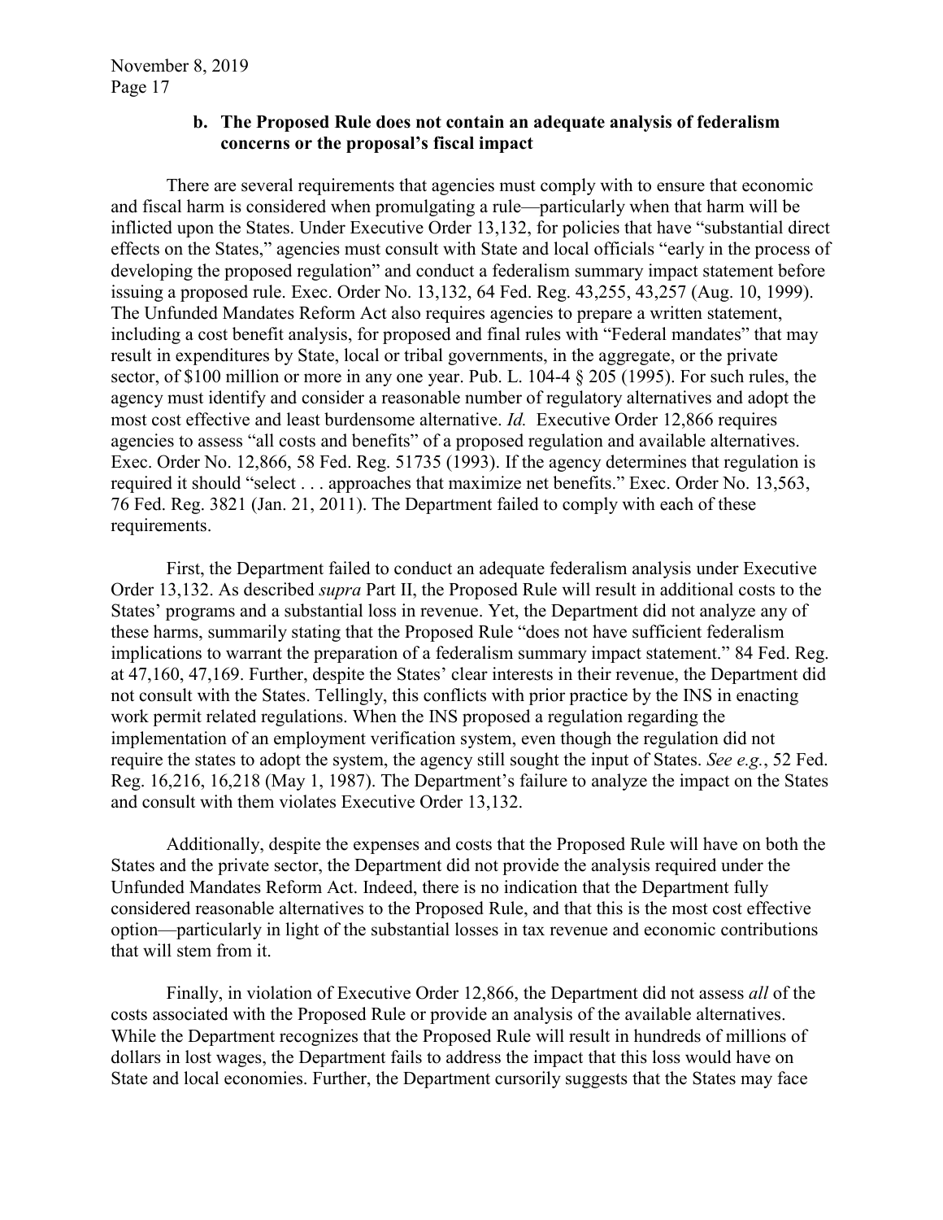### b. The Proposed Rule does not contain an adequate analysis of federalism concerns or the proposal's fiscal impact

There are several requirements that agencies must comply with to ensure that economic and fiscal harm is considered when promulgating a rule—particularly when that harm will be inflicted upon the States. Under Executive Order 13,132, for policies that have "substantial direct effects on the States," agencies must consult with State and local officials "early in the process of developing the proposed regulation" and conduct a federalism summary impact statement before issuing a proposed rule. Exec. Order No. 13,132, 64 Fed. Reg. 43,255, 43,257 (Aug. 10, 1999). The Unfunded Mandates Reform Act also requires agencies to prepare a written statement, including a cost benefit analysis, for proposed and final rules with "Federal mandates" that may result in expenditures by State, local or tribal governments, in the aggregate, or the private sector, of $100 million or more in any one year. Pub. L. 104-4 § 205 (1995). For such rules, the agency must identify and consider a reasonable number of regulatory alternatives and adopt the most cost effective and least burdensome alternative. *Id.* Executive Order 12,866 requires agencies to assess "all costs and benefits" of a proposed regulation and available alternatives. Exec. Order No. 12,866, 58 Fed. Reg. 51735 (1993). If the agency determines that regulation is required it should "select . . . approaches that maximize net benefits." Exec. Order No. 13,563, 76 Fed. Reg. 3821 (Jan. 21, 2011). The Department failed to comply with each of these requirements.

First, the Department failed to conduct an adequate federalism analysis under Executive Order 13,132. As described *supra* Part II, the Proposed Rule will result in additional costs to the States' programs and a substantial loss in revenue. Yet, the Department did not analyze any of these harms, summarily stating that the Proposed Rule "does not have sufficient federalism implications to warrant the preparation of a federalism summary impact statement." 84 Fed. Reg. at 47,160, 47,169. Further, despite the States' clear interests in their revenue, the Department did not consult with the States. Tellingly, this conflicts with prior practice by the INS in enacting work permit related regulations. When the INS proposed a regulation regarding the implementation of an employment verification system, even though the regulation did not require the states to adopt the system, the agency still sought the input of States. *See e.g.*, 52 Fed. Reg. 16,216, 16,218 (May 1, 1987). The Department's failure to analyze the impact on the States and consult with them violates Executive Order 13,132.

Additionally, despite the expenses and costs that the Proposed Rule will have on both the States and the private sector, the Department did not provide the analysis required under the Unfunded Mandates Reform Act. Indeed, there is no indication that the Department fully considered reasonable alternatives to the Proposed Rule, and that this is the most cost effective option—particularly in light of the substantial losses in tax revenue and economic contributions that will stem from it.

Finally, in violation of Executive Order 12,866, the Department did not assess *all* of the costs associated with the Proposed Rule or provide an analysis of the available alternatives. While the Department recognizes that the Proposed Rule will result in hundreds of millions of dollars in lost wages, the Department fails to address the impact that this loss would have on State and local economies. Further, the Department cursorily suggests that the States may face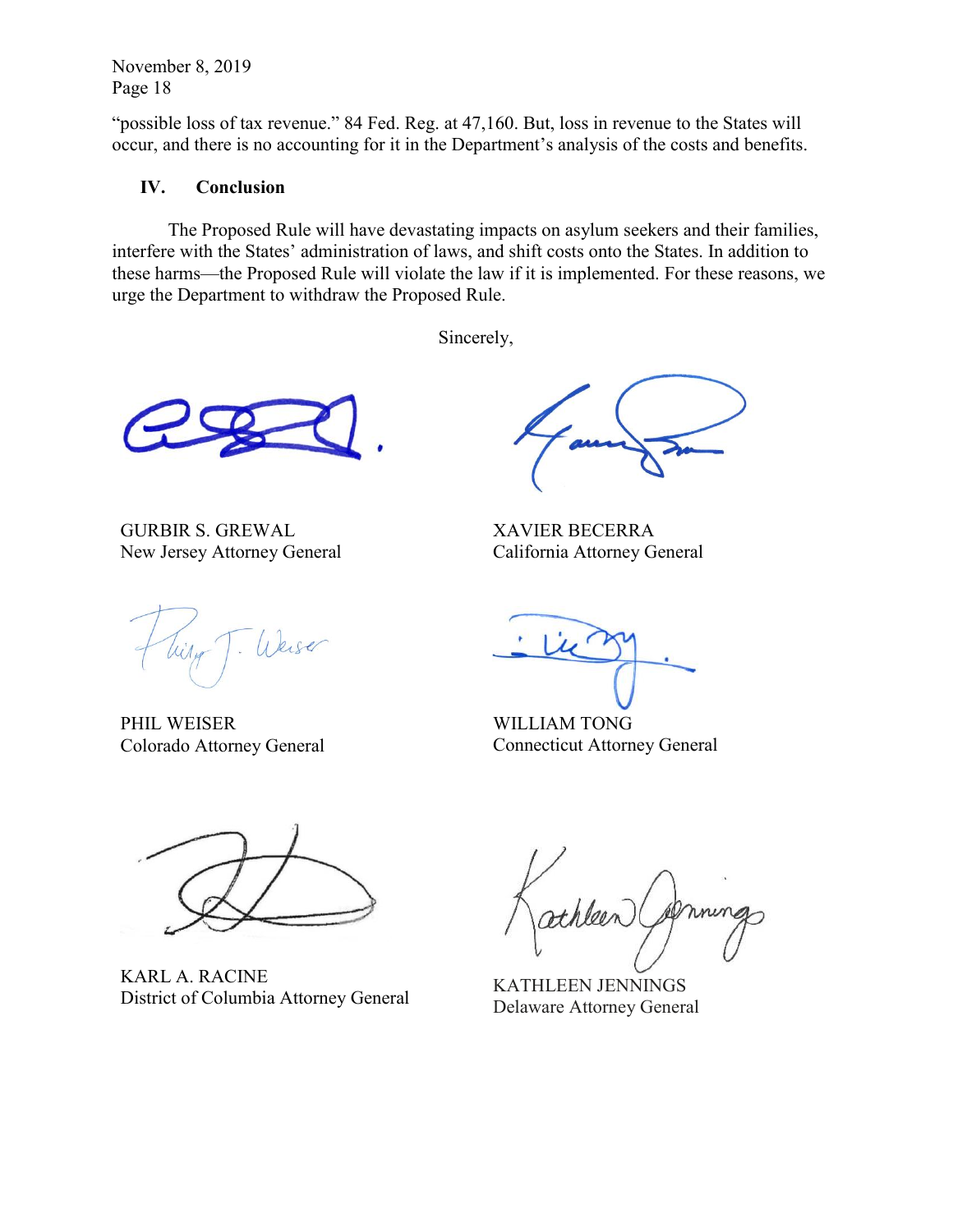"possible loss of tax revenue." 84 Fed. Reg. at 47,160. But, loss in revenue to the States will occur, and there is no accounting for it in the Department's analysis of the costs and benefits.

## IV. Conclusion

The Proposed Rule will have devastating impacts on asylum seekers and their families, interfere with the States' administration of laws, and shift costs onto the States. In addition to these harms—the Proposed Rule will violate the law if it is implemented. For these reasons, we urge the Department to withdraw the Proposed Rule.

Sincerely,

GURBIR S. GREWAL
New Jersey Attorney General

XAVIER BECERRA
California Attorney General

PHIL WEISER
Colorado Attorney General

WILLIAM TONG
Connecticut Attorney General

KARL A. RACINE
District of Columbia Attorney General

KATHLEEN JENNINGS
Delaware Attorney General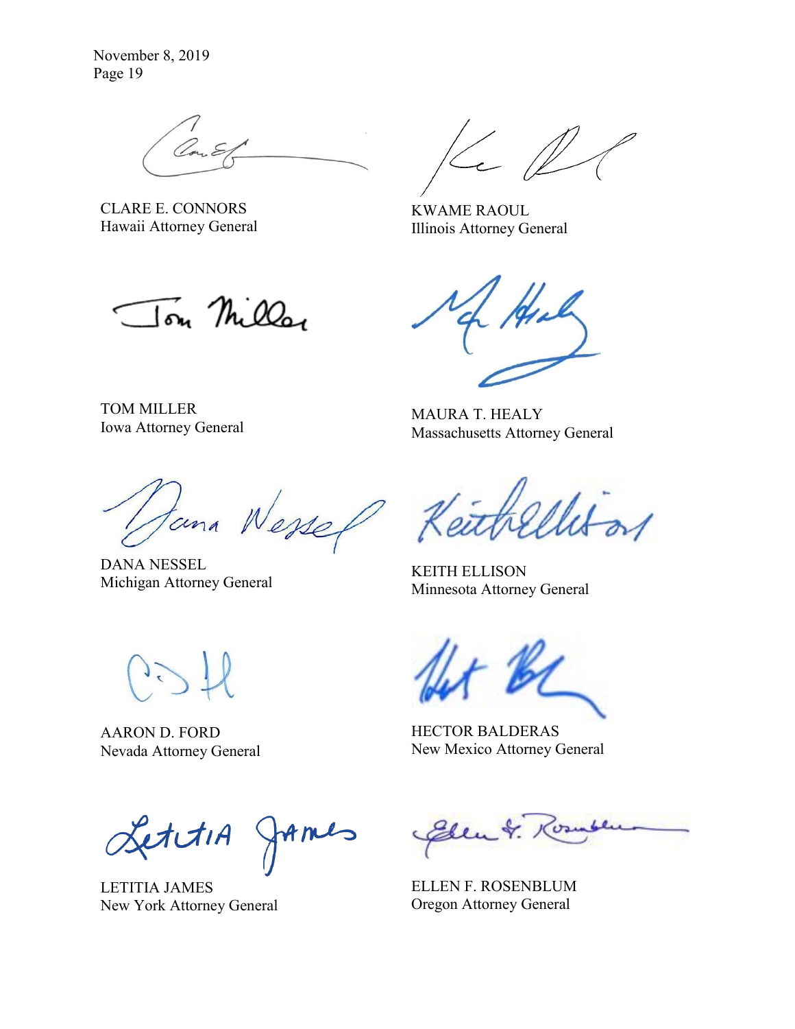CLARE E. CONNORS
Hawaii Attorney General

KWAME RAOUL
Illinois Attorney General

TOM MILLER
Iowa Attorney General

MAURA T. HEALY
Massachusetts Attorney General

DANA NESSEL
Michigan Attorney General

KEITH ELLISON
Minnesota Attorney General

AARON D. FORD
Nevada Attorney General

HECTOR BALDERAS
New Mexico Attorney General

LETITIA JAMES
New York Attorney General

ELLEN F. ROSENBLUM
Oregon Attorney General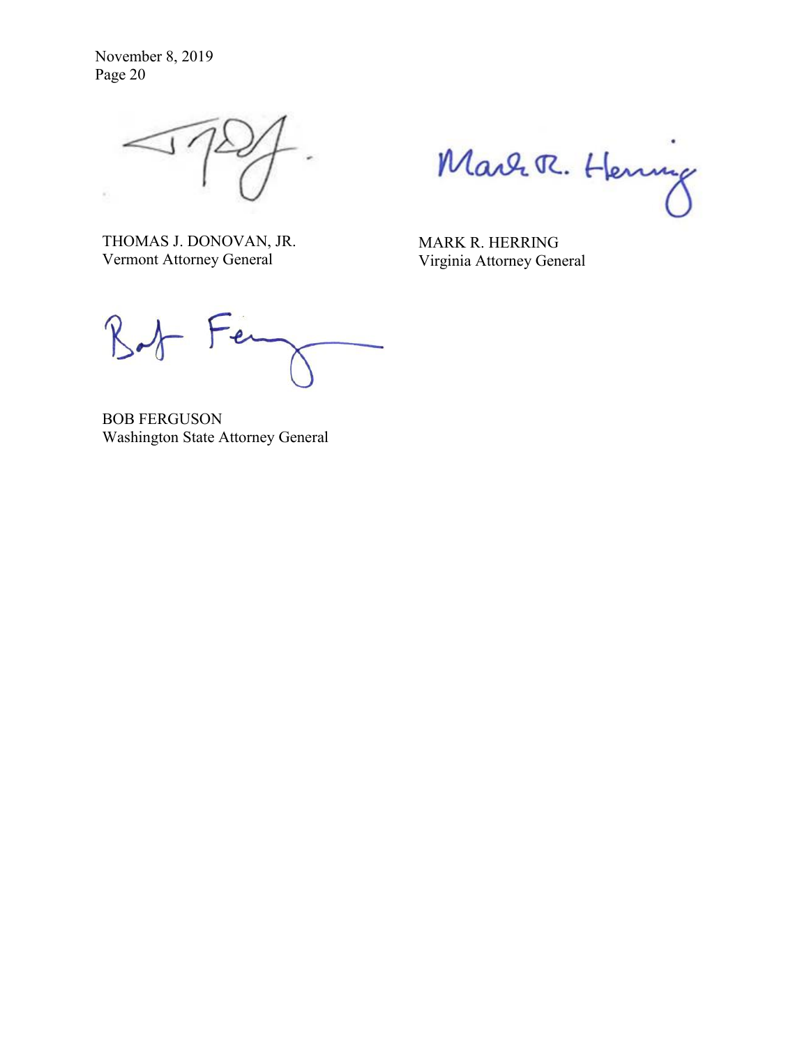November 8, 2019
Page 20

THOMAS J. DONOVAN, JR.
Vermont Attorney General

MARK R. HERRING
Virginia Attorney General

BOB FERGUSON
Washington State Attorney General